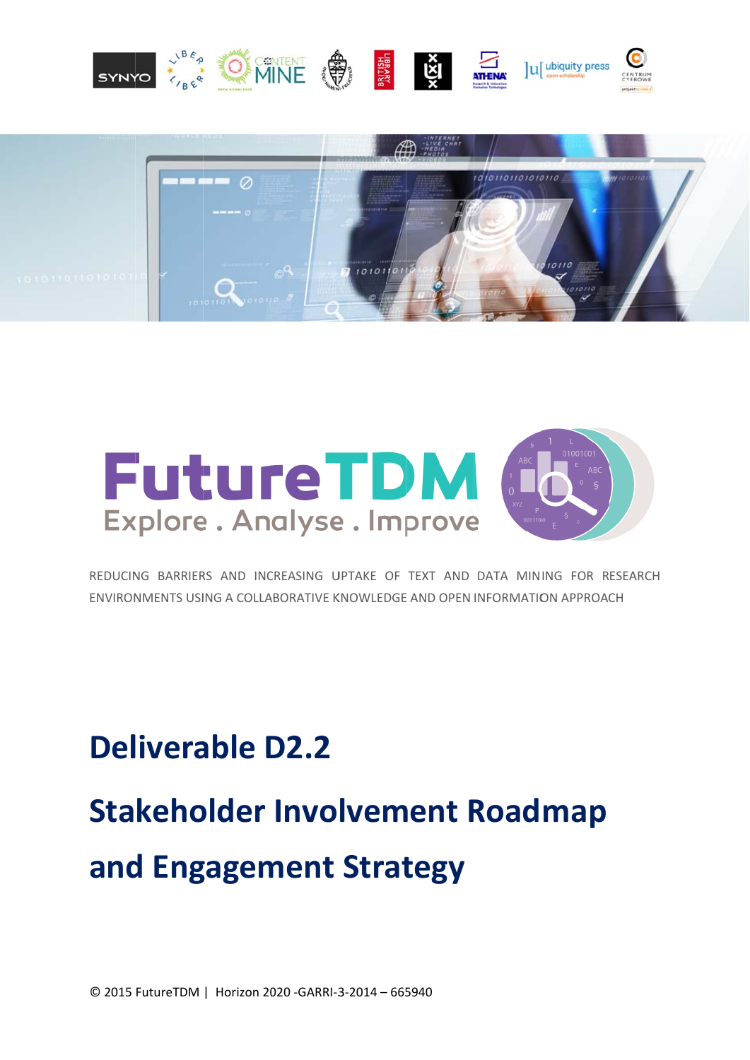# FutureTDM

Explore . Analyse . Improve

REDUCING BARRIERS AND INCREASING UPTAKE OF TEXT AND DATA MINING FOR RESEARCH ENVIRONMENTS USING A COLLABORATIVE KNOWLEDGE AND OPEN INFORMATION APPROACH

# Deliverable D2.2

# Stakeholder Involvement Roadmap and Engagement Strategy

© 2015 FutureTDM | Horizon 2020 -GARRI-3-2014 – 665940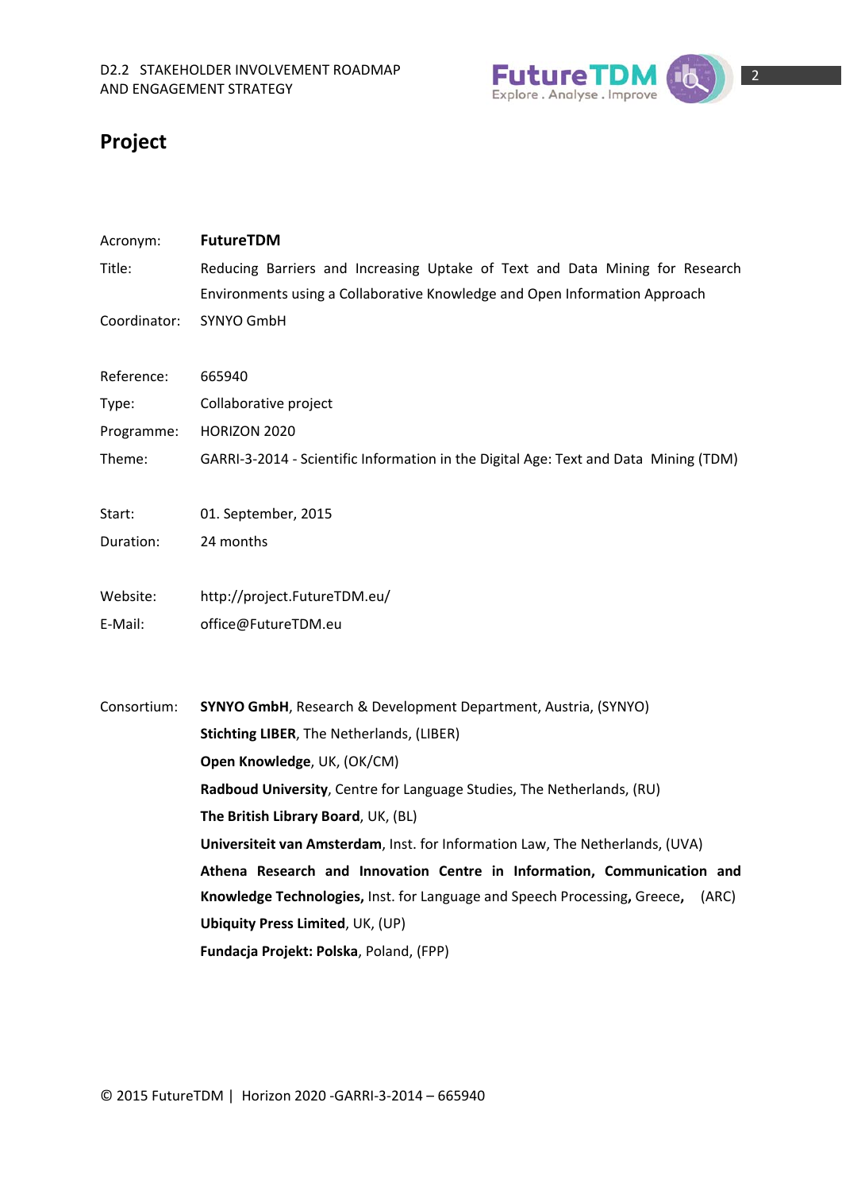# Project

| | |
|---|---|
| Acronym: | **FutureTDM** |
| Title: | Reducing Barriers and Increasing Uptake of Text and Data Mining for Research Environments using a Collaborative Knowledge and Open Information Approach |
| Coordinator: | SYNYO GmbH |
| Reference: | 665940 |
| Type: | Collaborative project |
| Programme: | HORIZON 2020 |
| Theme: | GARRI-3-2014 - Scientific Information in the Digital Age: Text and Data Mining (TDM) |
| Start: | 01. September, 2015 |
| Duration: | 24 months |
| Website: | http://project.FutureTDM.eu/ |
| E-Mail: | office@FutureTDM.eu |

Consortium:

**SYNYO GmbH**, Research & Development Department, Austria, (SYNYO)

**Stichting LIBER**, The Netherlands, (LIBER)

**Open Knowledge**, UK, (OK/CM)

**Radboud University**, Centre for Language Studies, The Netherlands, (RU)

**The British Library Board**, UK, (BL)

**Universiteit van Amsterdam**, Inst. for Information Law, The Netherlands, (UVA)

**Athena Research and Innovation Centre in Information, Communication and Knowledge Technologies,** Inst. for Language and Speech Processing**,** Greece**,** (ARC)

**Ubiquity Press Limited**, UK, (UP)

**Fundacja Projekt: Polska**, Poland, (FPP)

© 2015 FutureTDM | Horizon 2020 -GARRI-3-2014 – 665940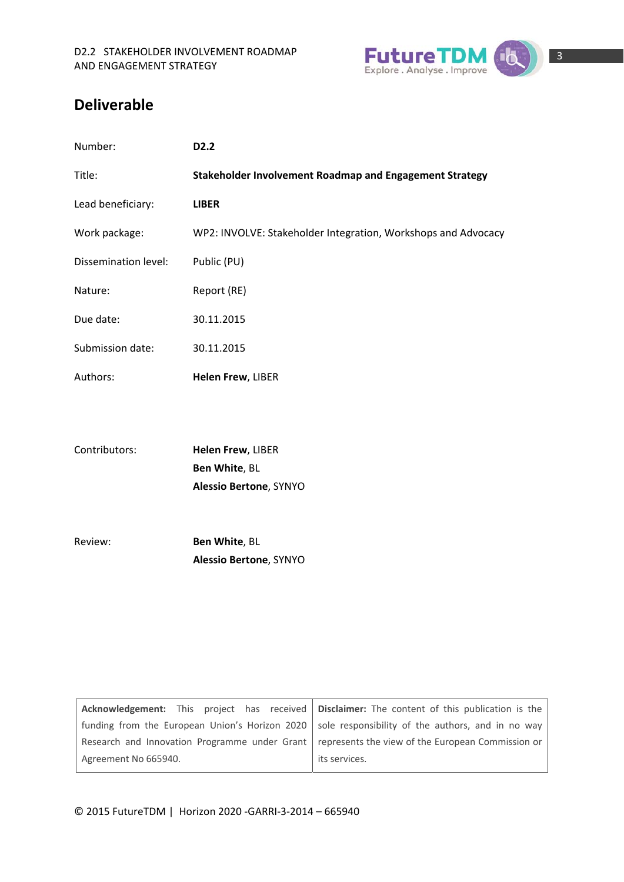# Deliverable

| | |
|---|---|
| Number: | **D2.2** |
| Title: | **Stakeholder Involvement Roadmap and Engagement Strategy** |
| Lead beneficiary: | **LIBER** |
| Work package: | WP2: INVOLVE: Stakeholder Integration, Workshops and Advocacy |
| Dissemination level: | Public (PU) |
| Nature: | Report (RE) |
| Due date: | 30.11.2015 |
| Submission date: | 30.11.2015 |
| Authors: | **Helen Frew**, LIBER |
| Contributors: | **Helen Frew**, LIBER<br>**Ben White**, BL<br>**Alessio Bertone**, SYNYO |
| Review: | **Ben White**, BL<br>**Alessio Bertone**, SYNYO |

| | |
|---|---|
| **Acknowledgement:** This project has received funding from the European Union's Horizon 2020 Research and Innovation Programme under Grant Agreement No 665940. | **Disclaimer:** The content of this publication is the sole responsibility of the authors, and in no way represents the view of the European Commission or its services. |

© 2015 FutureTDM | Horizon 2020 -GARRI-3-2014 – 665940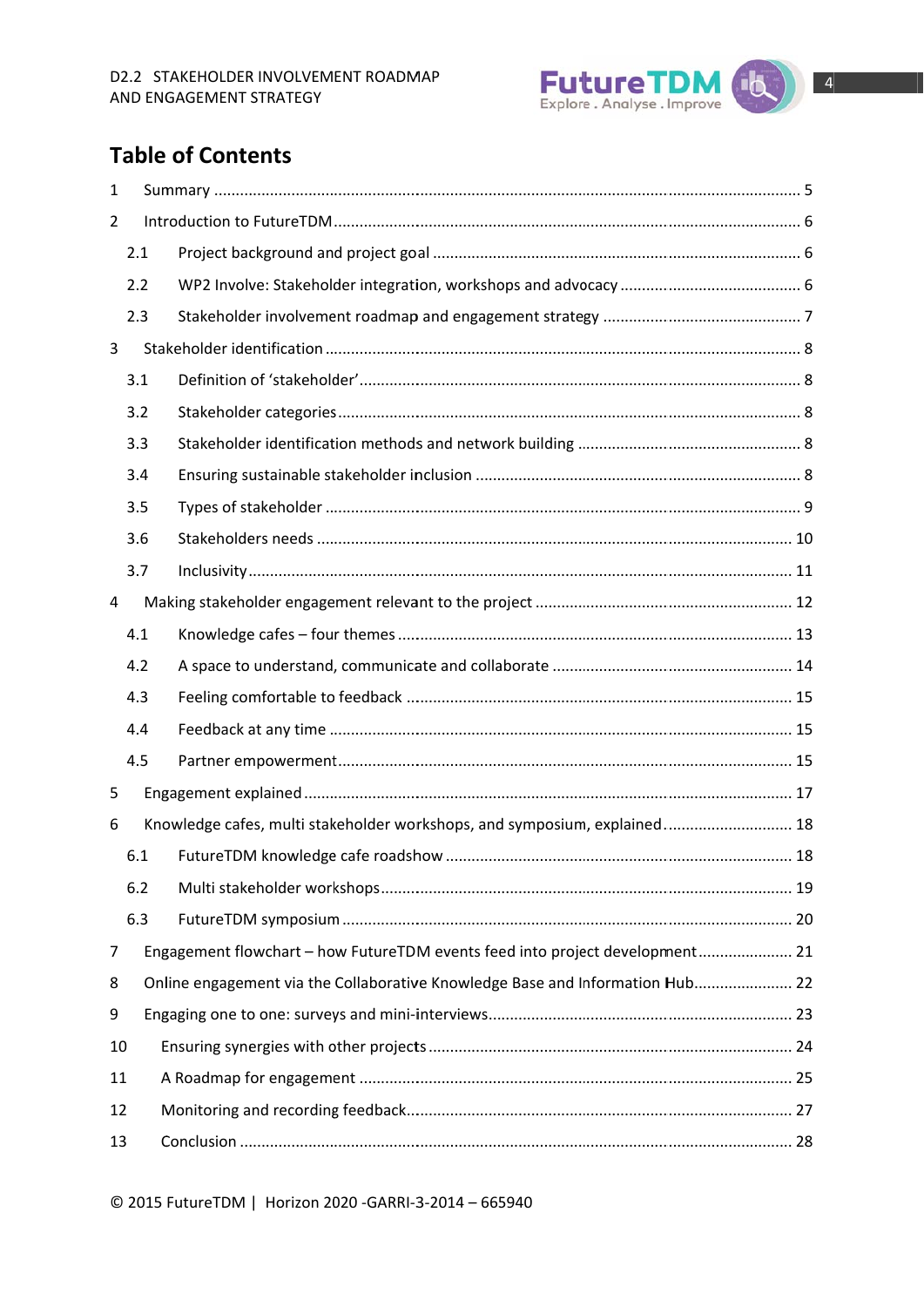# Table of Contents

1 Summary ..... 5

2 Introduction to FutureTDM ..... 6

- 2.1 Project background and project goal ..... 6
- 2.2 WP2 Involve: Stakeholder integration, workshops and advocacy ..... 6
- 2.3 Stakeholder involvement roadmap and engagement strategy ..... 7

3 Stakeholder identification ..... 8

- 3.1 Definition of 'stakeholder' ..... 8
- 3.2 Stakeholder categories ..... 8
- 3.3 Stakeholder identification methods and network building ..... 8
- 3.4 Ensuring sustainable stakeholder inclusion ..... 8
- 3.5 Types of stakeholder ..... 9
- 3.6 Stakeholders needs ..... 10
- 3.7 Inclusivity ..... 11

4 Making stakeholder engagement relevant to the project ..... 12

- 4.1 Knowledge cafes – four themes ..... 13
- 4.2 A space to understand, communicate and collaborate ..... 14
- 4.3 Feeling comfortable to feedback ..... 15
- 4.4 Feedback at any time ..... 15
- 4.5 Partner empowerment ..... 15

5 Engagement explained ..... 17

6 Knowledge cafes, multi stakeholder workshops, and symposium, explained ..... 18

- 6.1 FutureTDM knowledge cafe roadshow ..... 18
- 6.2 Multi stakeholder workshops ..... 19
- 6.3 FutureTDM symposium ..... 20

7 Engagement flowchart – how FutureTDM events feed into project development ..... 21

8 Online engagement via the Collaborative Knowledge Base and Information Hub ..... 22

9 Engaging one to one: surveys and mini-interviews ..... 23

10 Ensuring synergies with other projects ..... 24

11 A Roadmap for engagement ..... 25

12 Monitoring and recording feedback ..... 27

13 Conclusion ..... 28

© 2015 FutureTDM | Horizon 2020 -GARRI-3-2014 – 665940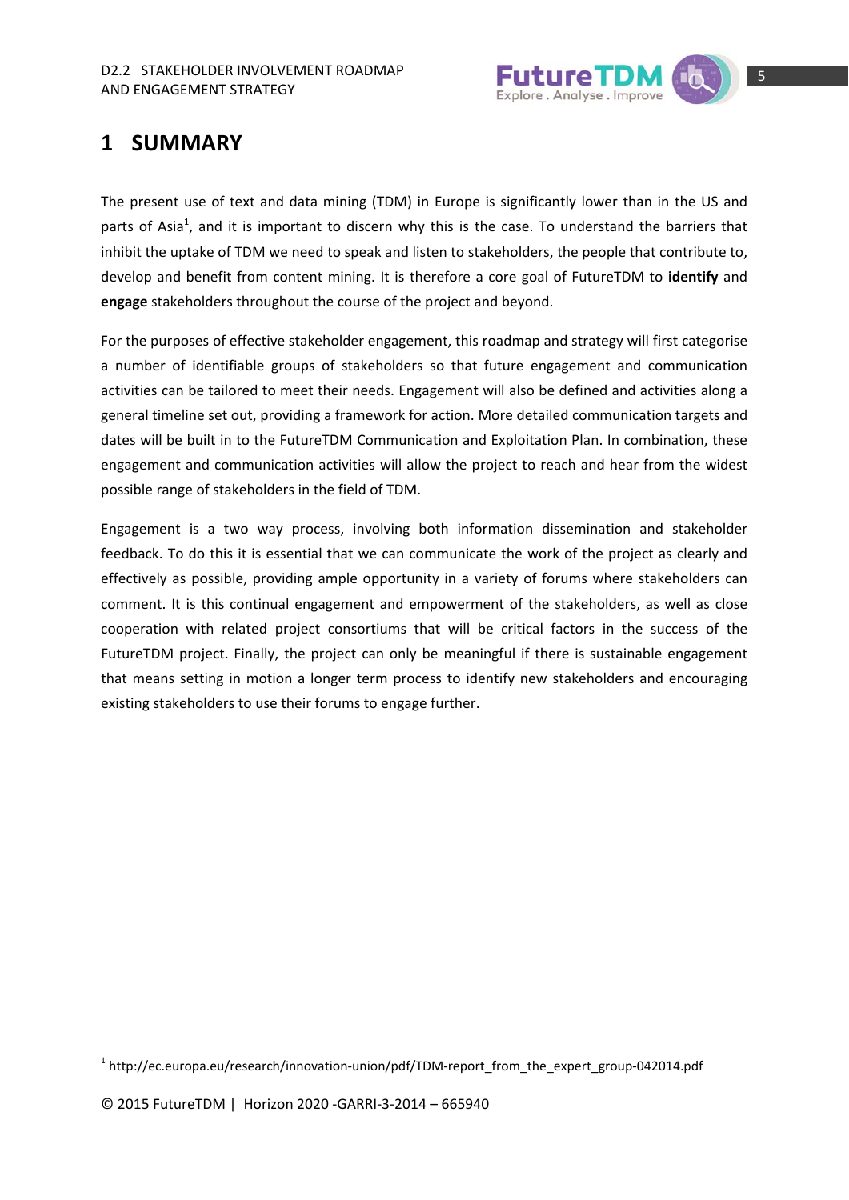# 1 SUMMARY

The present use of text and data mining (TDM) in Europe is significantly lower than in the US and parts of Asia[1], and it is important to discern why this is the case. To understand the barriers that inhibit the uptake of TDM we need to speak and listen to stakeholders, the people that contribute to, develop and benefit from content mining. It is therefore a core goal of FutureTDM to **identify** and **engage** stakeholders throughout the course of the project and beyond.

For the purposes of effective stakeholder engagement, this roadmap and strategy will first categorise a number of identifiable groups of stakeholders so that future engagement and communication activities can be tailored to meet their needs. Engagement will also be defined and activities along a general timeline set out, providing a framework for action. More detailed communication targets and dates will be built in to the FutureTDM Communication and Exploitation Plan. In combination, these engagement and communication activities will allow the project to reach and hear from the widest possible range of stakeholders in the field of TDM.

Engagement is a two way process, involving both information dissemination and stakeholder feedback. To do this it is essential that we can communicate the work of the project as clearly and effectively as possible, providing ample opportunity in a variety of forums where stakeholders can comment. It is this continual engagement and empowerment of the stakeholders, as well as close cooperation with related project consortiums that will be critical factors in the success of the FutureTDM project. Finally, the project can only be meaningful if there is sustainable engagement that means setting in motion a longer term process to identify new stakeholders and encouraging existing stakeholders to use their forums to engage further.

[1] http://ec.europa.eu/research/innovation-union/pdf/TDM-report_from_the_expert_group-042014.pdf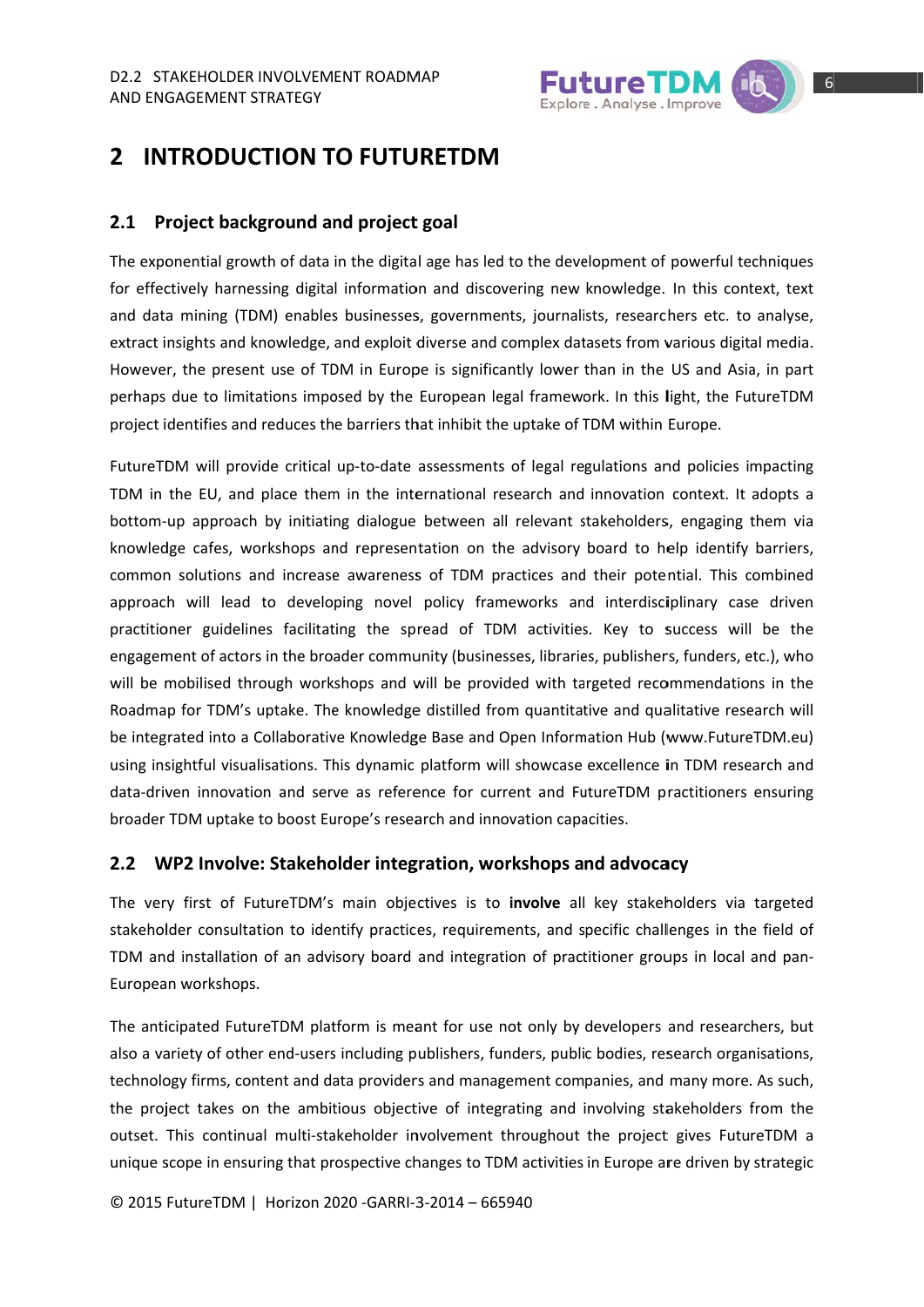# 2 INTRODUCTION TO FUTURETDM

## 2.1 Project background and project goal

The exponential growth of data in the digital age has led to the development of powerful techniques for effectively harnessing digital information and discovering new knowledge. In this context, text and data mining (TDM) enables businesses, governments, journalists, researchers etc. to analyse, extract insights and knowledge, and exploit diverse and complex datasets from various digital media. However, the present use of TDM in Europe is significantly lower than in the US and Asia, in part perhaps due to limitations imposed by the European legal framework. In this light, the FutureTDM project identifies and reduces the barriers that inhibit the uptake of TDM within Europe.

FutureTDM will provide critical up-to-date assessments of legal regulations and policies impacting TDM in the EU, and place them in the international research and innovation context. It adopts a bottom-up approach by initiating dialogue between all relevant stakeholders, engaging them via knowledge cafes, workshops and representation on the advisory board to help identify barriers, common solutions and increase awareness of TDM practices and their potential. This combined approach will lead to developing novel policy frameworks and interdisciplinary case driven practitioner guidelines facilitating the spread of TDM activities. Key to success will be the engagement of actors in the broader community (businesses, libraries, publishers, funders, etc.), who will be mobilised through workshops and will be provided with targeted recommendations in the Roadmap for TDM's uptake. The knowledge distilled from quantitative and qualitative research will be integrated into a Collaborative Knowledge Base and Open Information Hub (www.FutureTDM.eu) using insightful visualisations. This dynamic platform will showcase excellence in TDM research and data-driven innovation and serve as reference for current and FutureTDM practitioners ensuring broader TDM uptake to boost Europe's research and innovation capacities.

## 2.2 WP2 Involve: Stakeholder integration, workshops and advocacy

The very first of FutureTDM's main objectives is to **involve** all key stakeholders via targeted stakeholder consultation to identify practices, requirements, and specific challenges in the field of TDM and installation of an advisory board and integration of practitioner groups in local and pan-European workshops.

The anticipated FutureTDM platform is meant for use not only by developers and researchers, but also a variety of other end-users including publishers, funders, public bodies, research organisations, technology firms, content and data providers and management companies, and many more. As such, the project takes on the ambitious objective of integrating and involving stakeholders from the outset. This continual multi-stakeholder involvement throughout the project gives FutureTDM a unique scope in ensuring that prospective changes to TDM activities in Europe are driven by strategic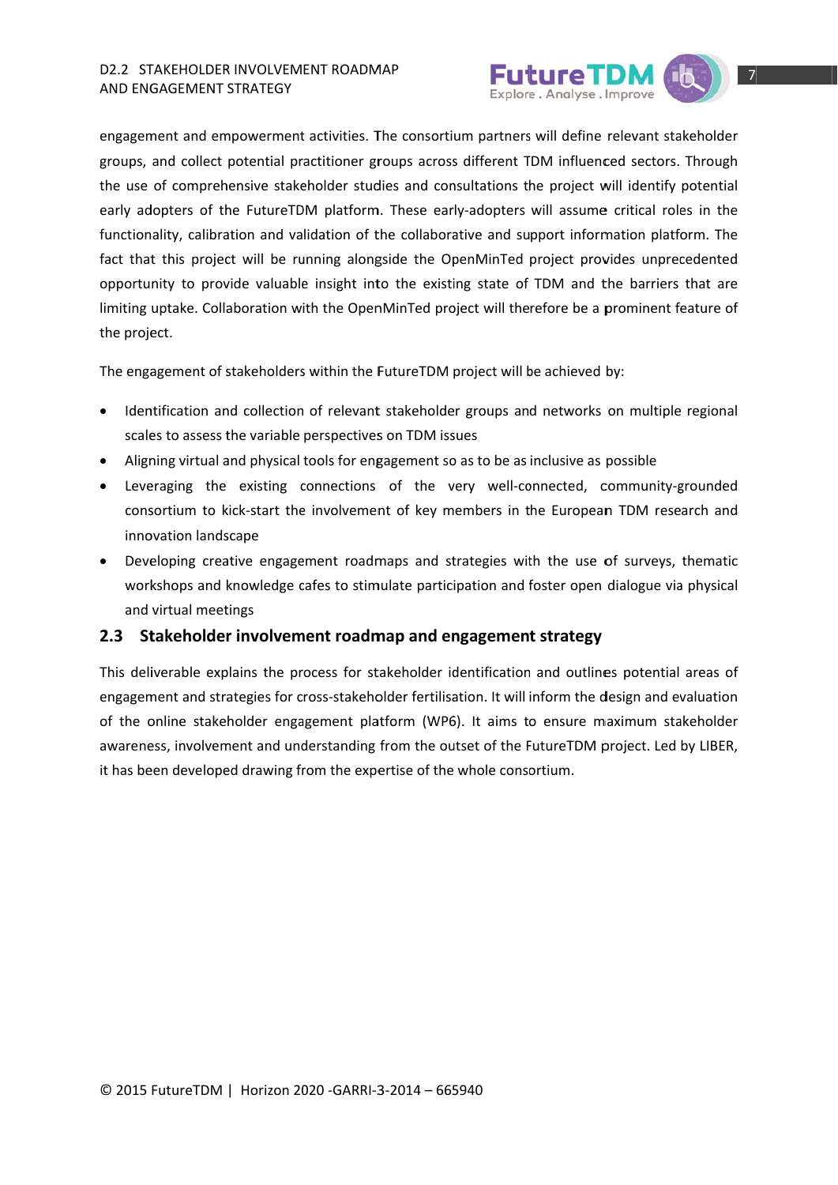engagement and empowerment activities. The consortium partners will define relevant stakeholder groups, and collect potential practitioner groups across different TDM influenced sectors. Through the use of comprehensive stakeholder studies and consultations the project will identify potential early adopters of the FutureTDM platform. These early-adopters will assume critical roles in the functionality, calibration and validation of the collaborative and support information platform. The fact that this project will be running alongside the OpenMinTed project provides unprecedented opportunity to provide valuable insight into the existing state of TDM and the barriers that are limiting uptake. Collaboration with the OpenMinTed project will therefore be a prominent feature of the project.

The engagement of stakeholders within the FutureTDM project will be achieved by:

- Identification and collection of relevant stakeholder groups and networks on multiple regional scales to assess the variable perspectives on TDM issues
- Aligning virtual and physical tools for engagement so as to be as inclusive as possible
- Leveraging the existing connections of the very well-connected, community-grounded consortium to kick-start the involvement of key members in the European TDM research and innovation landscape
- Developing creative engagement roadmaps and strategies with the use of surveys, thematic workshops and knowledge cafes to stimulate participation and foster open dialogue via physical and virtual meetings

## 2.3 Stakeholder involvement roadmap and engagement strategy

This deliverable explains the process for stakeholder identification and outlines potential areas of engagement and strategies for cross-stakeholder fertilisation. It will inform the design and evaluation of the online stakeholder engagement platform (WP6). It aims to ensure maximum stakeholder awareness, involvement and understanding from the outset of the FutureTDM project. Led by LIBER, it has been developed drawing from the expertise of the whole consortium.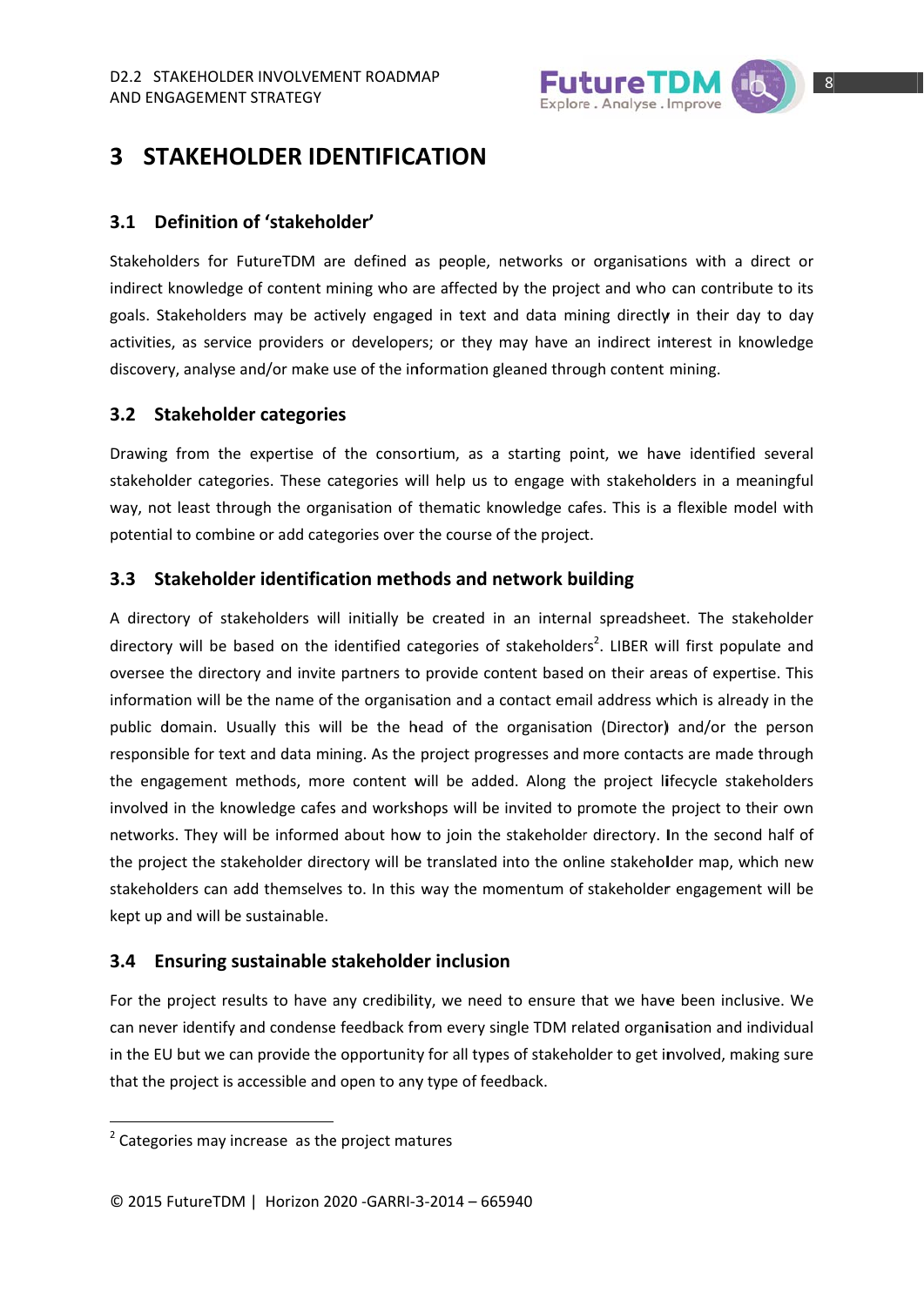# 3 STAKEHOLDER IDENTIFICATION

## 3.1 Definition of 'stakeholder'

Stakeholders for FutureTDM are defined as people, networks or organisations with a direct or indirect knowledge of content mining who are affected by the project and who can contribute to its goals. Stakeholders may be actively engaged in text and data mining directly in their day to day activities, as service providers or developers; or they may have an indirect interest in knowledge discovery, analyse and/or make use of the information gleaned through content mining.

## 3.2 Stakeholder categories

Drawing from the expertise of the consortium, as a starting point, we have identified several stakeholder categories. These categories will help us to engage with stakeholders in a meaningful way, not least through the organisation of thematic knowledge cafes. This is a flexible model with potential to combine or add categories over the course of the project.

## 3.3 Stakeholder identification methods and network building

A directory of stakeholders will initially be created in an internal spreadsheet. The stakeholder directory will be based on the identified categories of stakeholders[2]. LIBER will first populate and oversee the directory and invite partners to provide content based on their areas of expertise. This information will be the name of the organisation and a contact email address which is already in the public domain. Usually this will be the head of the organisation (Director) and/or the person responsible for text and data mining. As the project progresses and more contacts are made through the engagement methods, more content will be added. Along the project lifecycle stakeholders involved in the knowledge cafes and workshops will be invited to promote the project to their own networks. They will be informed about how to join the stakeholder directory. In the second half of the project the stakeholder directory will be translated into the online stakeholder map, which new stakeholders can add themselves to. In this way the momentum of stakeholder engagement will be kept up and will be sustainable.

## 3.4 Ensuring sustainable stakeholder inclusion

For the project results to have any credibility, we need to ensure that we have been inclusive. We can never identify and condense feedback from every single TDM related organisation and individual in the EU but we can provide the opportunity for all types of stakeholder to get involved, making sure that the project is accessible and open to any type of feedback.

[2] Categories may increase as the project matures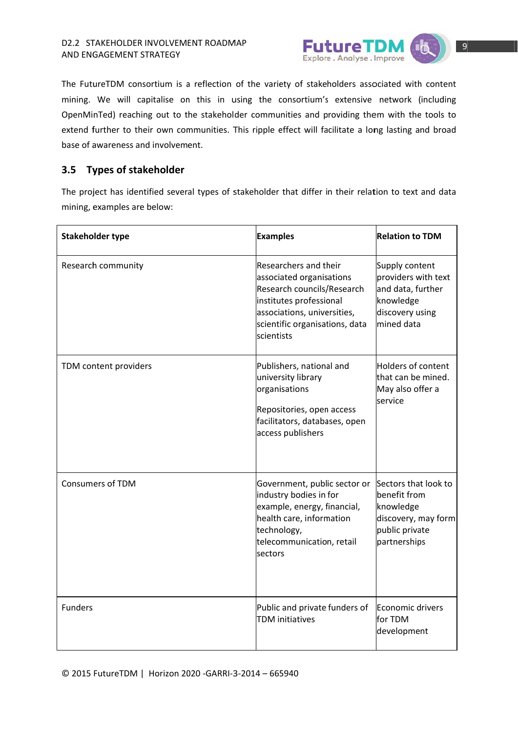The FutureTDM consortium is a reflection of the variety of stakeholders associated with content mining. We will capitalise on this in using the consortium's extensive network (including OpenMinTed) reaching out to the stakeholder communities and providing them with the tools to extend further to their own communities. This ripple effect will facilitate a long lasting and broad base of awareness and involvement.

## 3.5 Types of stakeholder

The project has identified several types of stakeholder that differ in their relation to text and data mining, examples are below:

| Stakeholder type | Examples | Relation to TDM |
| --- | --- | --- |
| Research community | Researchers and their associated organisations Research councils/Research institutes professional associations, universities, scientific organisations, data scientists | Supply content providers with text and data, further knowledge discovery using mined data |
| TDM content providers | Publishers, national and university library organisations<br><br>Repositories, open access facilitators, databases, open access publishers | Holders of content that can be mined. May also offer a service |
| Consumers of TDM | Government, public sector or industry bodies in for example, energy, financial, health care, information technology, telecommunication, retail sectors | Sectors that look to benefit from knowledge discovery, may form public private partnerships |
| Funders | Public and private funders of TDM initiatives | Economic drivers for TDM development |

© 2015 FutureTDM | Horizon 2020 -GARRI-3-2014 – 665940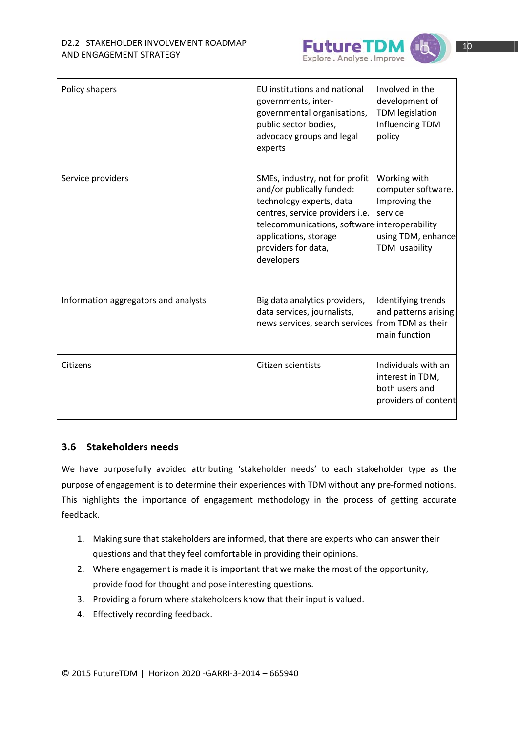| Policy shapers | EU institutions and national governments, inter-governmental organisations, public sector bodies, advocacy groups and legal experts | Involved in the development of TDM legislation Influencing TDM policy |
|---|---|---|
| Service providers | SMEs, industry, not for profit and/or publically funded: technology experts, data centres, service providers i.e. telecommunications, software applications, storage providers for data, developers | Working with computer software. Improving the service interoperability using TDM, enhance TDM usability |
| Information aggregators and analysts | Big data analytics providers, data services, journalists, news services, search services | Identifying trends and patterns arising from TDM as their main function |
| Citizens | Citizen scientists | Individuals with an interest in TDM, both users and providers of content |

## 3.6 Stakeholders needs

We have purposefully avoided attributing 'stakeholder needs' to each stakeholder type as the purpose of engagement is to determine their experiences with TDM without any pre-formed notions. This highlights the importance of engagement methodology in the process of getting accurate feedback.

1. Making sure that stakeholders are informed, that there are experts who can answer their questions and that they feel comfortable in providing their opinions.
2. Where engagement is made it is important that we make the most of the opportunity, provide food for thought and pose interesting questions.
3. Providing a forum where stakeholders know that their input is valued.
4. Effectively recording feedback.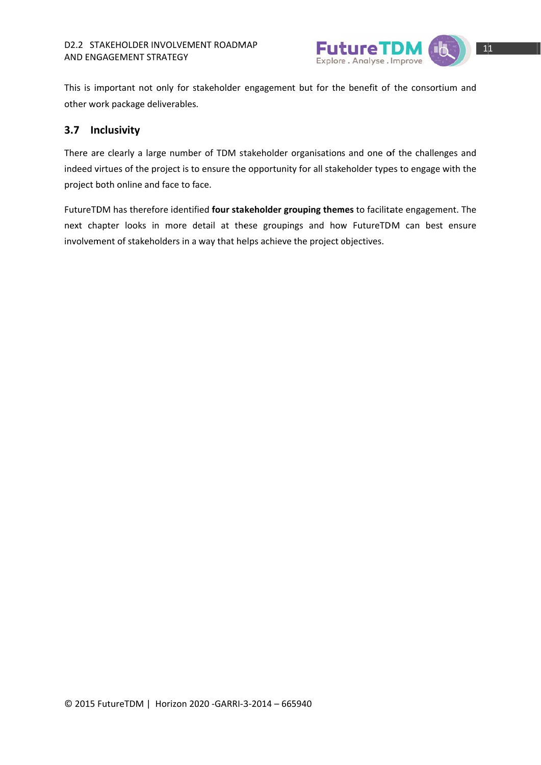This is important not only for stakeholder engagement but for the benefit of the consortium and other work package deliverables.

## 3.7 Inclusivity

There are clearly a large number of TDM stakeholder organisations and one of the challenges and indeed virtues of the project is to ensure the opportunity for all stakeholder types to engage with the project both online and face to face.

FutureTDM has therefore identified **four stakeholder grouping themes** to facilitate engagement. The next chapter looks in more detail at these groupings and how FutureTDM can best ensure involvement of stakeholders in a way that helps achieve the project objectives.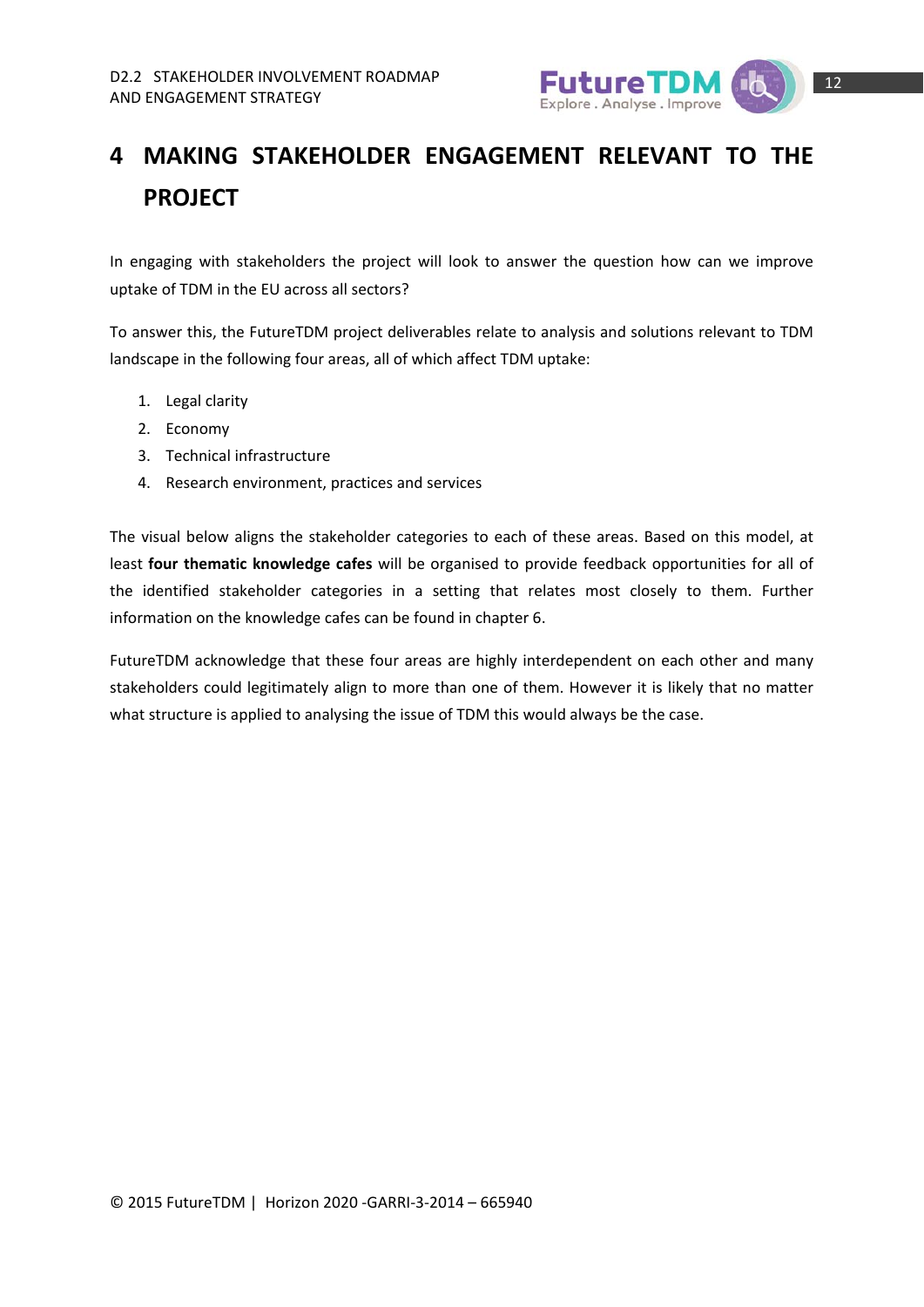# 4 MAKING STAKEHOLDER ENGAGEMENT RELEVANT TO THE PROJECT

In engaging with stakeholders the project will look to answer the question how can we improve uptake of TDM in the EU across all sectors?

To answer this, the FutureTDM project deliverables relate to analysis and solutions relevant to TDM landscape in the following four areas, all of which affect TDM uptake:

1. Legal clarity
2. Economy
3. Technical infrastructure
4. Research environment, practices and services

The visual below aligns the stakeholder categories to each of these areas. Based on this model, at least **four thematic knowledge cafes** will be organised to provide feedback opportunities for all of the identified stakeholder categories in a setting that relates most closely to them. Further information on the knowledge cafes can be found in chapter 6.

FutureTDM acknowledge that these four areas are highly interdependent on each other and many stakeholders could legitimately align to more than one of them. However it is likely that no matter what structure is applied to analysing the issue of TDM this would always be the case.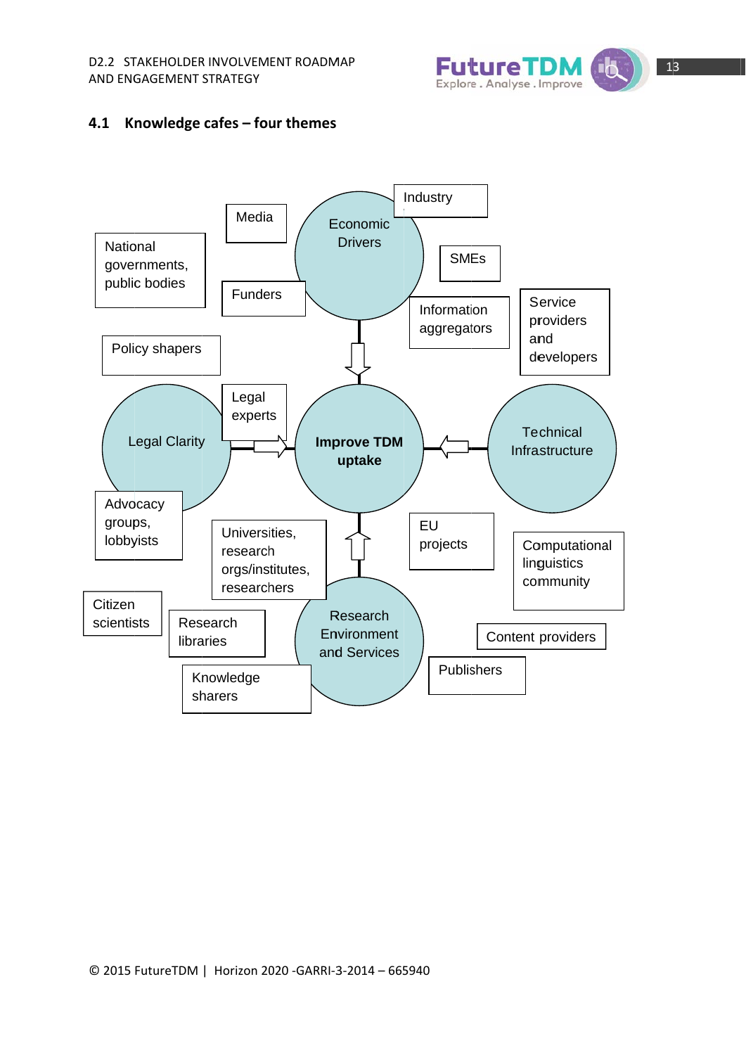## 4.1 Knowledge cafes – four themes

Economic Drivers

Media

Industry

National governments, public bodies

SMEs

Funders

Information aggregators

Service providers and developers

Policy shapers

Legal experts

Legal Clarity

**Improve TDM uptake**

Technical Infrastructure

Advocacy groups, lobbyists

Universities, research orgs/institutes, researchers

EU projects

Computational linguistics community

Citizen scientists

Research libraries

Research Environment and Services

Content providers

Publishers

Knowledge sharers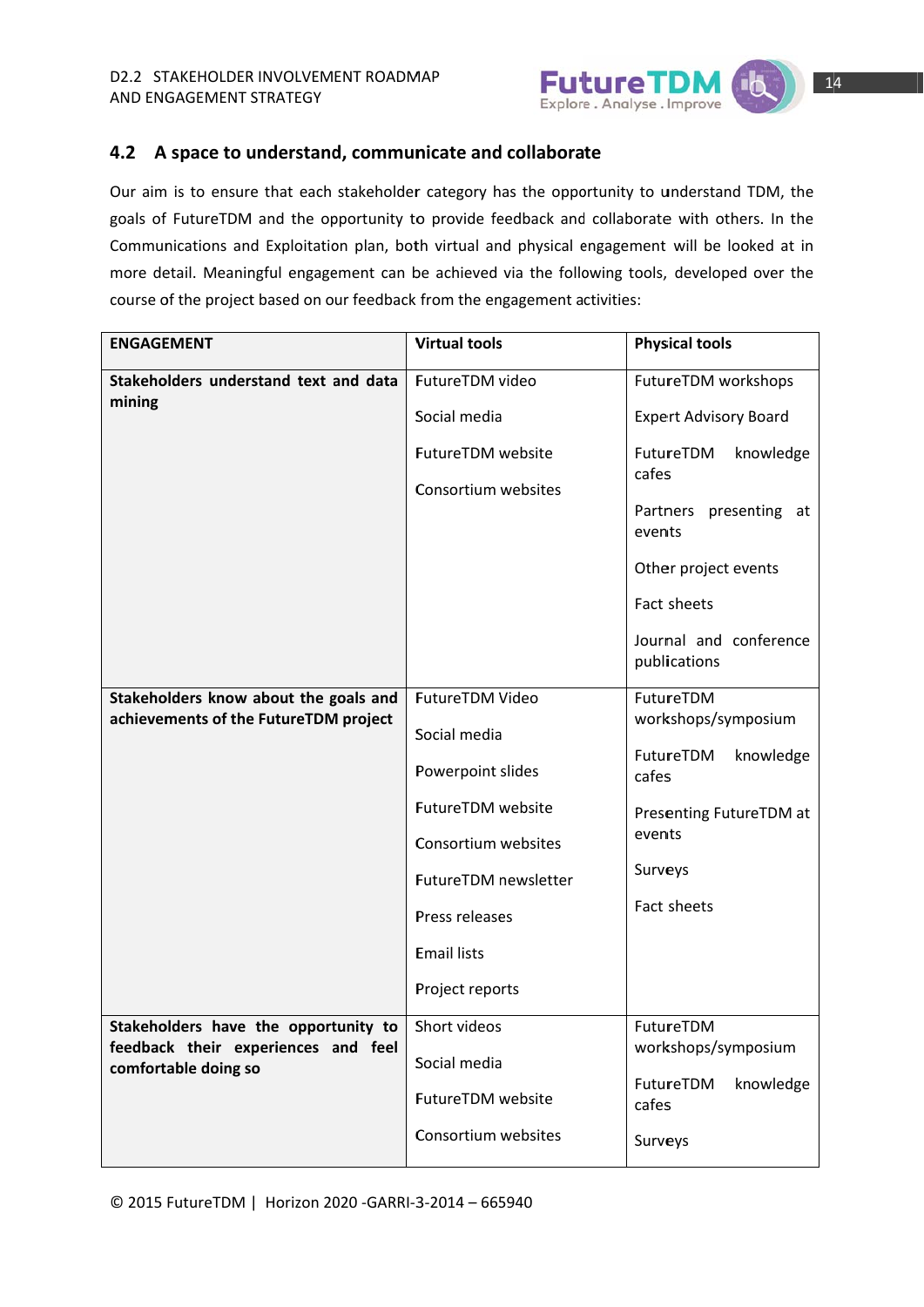## 4.2 A space to understand, communicate and collaborate

Our aim is to ensure that each stakeholder category has the opportunity to understand TDM, the goals of FutureTDM and the opportunity to provide feedback and collaborate with others. In the Communications and Exploitation plan, both virtual and physical engagement will be looked at in more detail. Meaningful engagement can be achieved via the following tools, developed over the course of the project based on our feedback from the engagement activities:

| ENGAGEMENT | Virtual tools | Physical tools |
|---|---|---|
| **Stakeholders understand text and data mining** | FutureTDM video<br>Social media<br>FutureTDM website<br>Consortium websites | FutureTDM workshops<br>Expert Advisory Board<br>FutureTDM knowledge cafes<br>Partners presenting at events<br>Other project events<br>Fact sheets<br>Journal and conference publications |
| **Stakeholders know about the goals and achievements of the FutureTDM project** | FutureTDM Video<br>Social media<br>Powerpoint slides<br>FutureTDM website<br>Consortium websites<br>FutureTDM newsletter<br>Press releases<br>Email lists<br>Project reports | FutureTDM workshops/symposium<br>FutureTDM knowledge cafes<br>Presenting FutureTDM at events<br>Surveys<br>Fact sheets |
| **Stakeholders have the opportunity to feedback their experiences and feel comfortable doing so** | Short videos<br>Social media<br>FutureTDM website<br>Consortium websites | FutureTDM workshops/symposium<br>FutureTDM knowledge cafes<br>Surveys |

© 2015 FutureTDM | Horizon 2020 -GARRI-3-2014 – 665940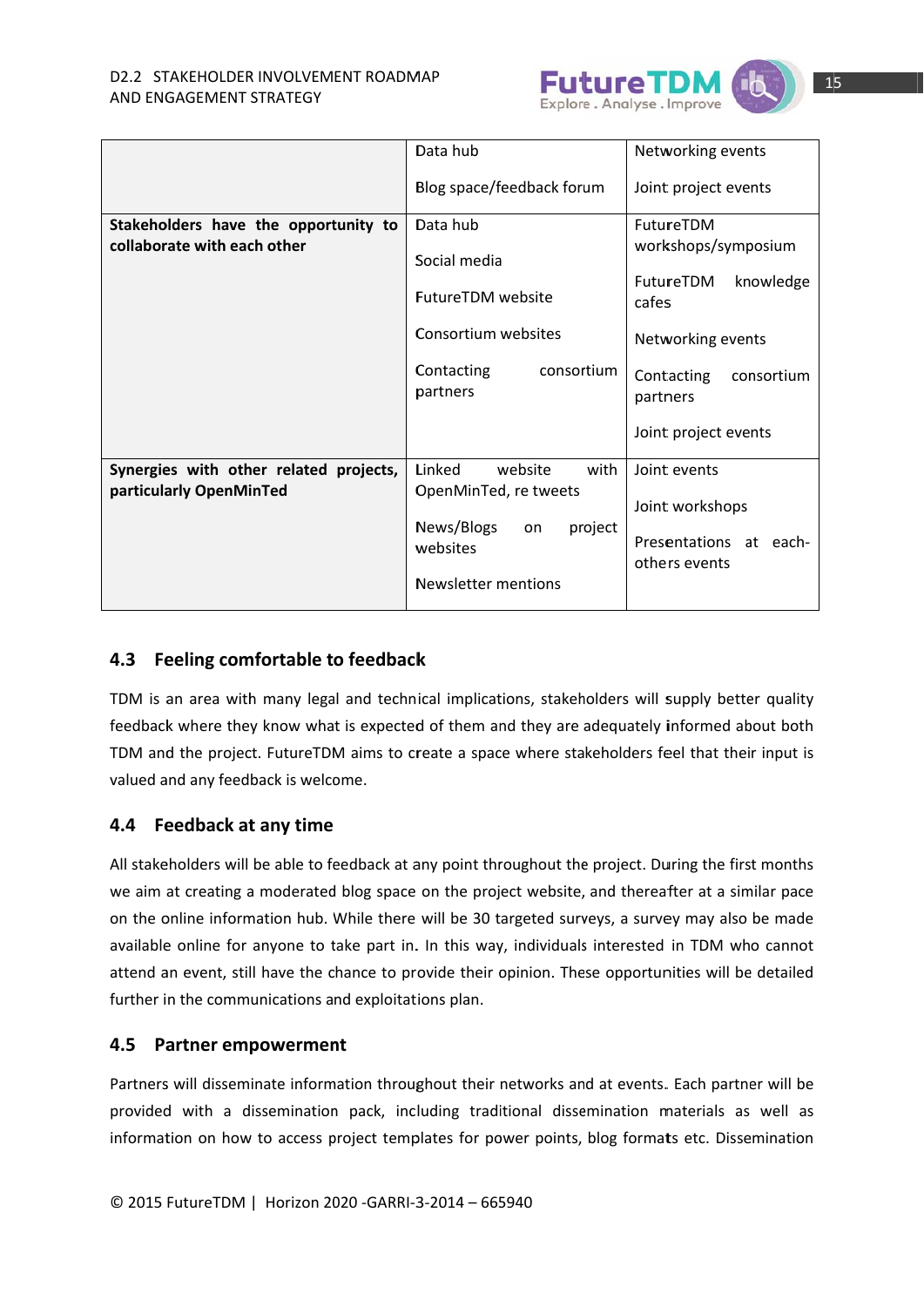| | | |
|---|---|---|
| | Data hub<br><br>Blog space/feedback forum | Networking events<br><br>Joint project events |
| **Stakeholders have the opportunity to collaborate with each other** | Data hub<br><br>Social media<br><br>FutureTDM website<br><br>Consortium websites<br><br>Contacting consortium partners | FutureTDM workshops/symposium<br><br>FutureTDM knowledge cafes<br><br>Networking events<br><br>Contacting consortium partners<br><br>Joint project events |
| **Synergies with other related projects, particularly OpenMinTed** | Linked website with OpenMinTed, re tweets<br><br>News/Blogs on project websites<br><br>Newsletter mentions | Joint events<br><br>Joint workshops<br><br>Presentations at each-others events |

## 4.3 Feeling comfortable to feedback

TDM is an area with many legal and technical implications, stakeholders will supply better quality feedback where they know what is expected of them and they are adequately informed about both TDM and the project. FutureTDM aims to create a space where stakeholders feel that their input is valued and any feedback is welcome.

## 4.4 Feedback at any time

All stakeholders will be able to feedback at any point throughout the project. During the first months we aim at creating a moderated blog space on the project website, and thereafter at a similar pace on the online information hub. While there will be 30 targeted surveys, a survey may also be made available online for anyone to take part in. In this way, individuals interested in TDM who cannot attend an event, still have the chance to provide their opinion. These opportunities will be detailed further in the communications and exploitations plan.

## 4.5 Partner empowerment

Partners will disseminate information throughout their networks and at events. Each partner will be provided with a dissemination pack, including traditional dissemination materials as well as information on how to access project templates for power points, blog formats etc. Dissemination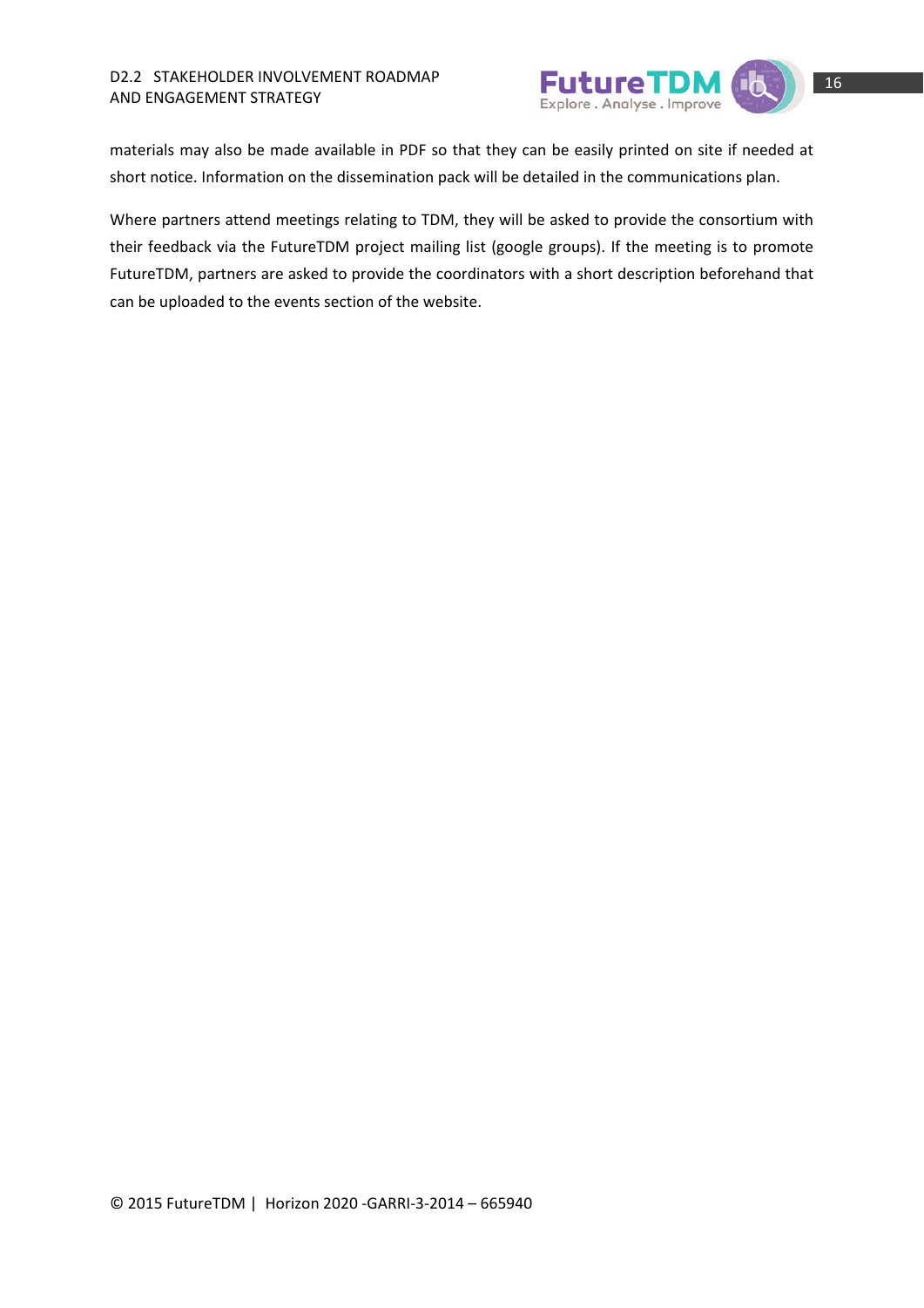materials may also be made available in PDF so that they can be easily printed on site if needed at short notice. Information on the dissemination pack will be detailed in the communications plan.

Where partners attend meetings relating to TDM, they will be asked to provide the consortium with their feedback via the FutureTDM project mailing list (google groups). If the meeting is to promote FutureTDM, partners are asked to provide the coordinators with a short description beforehand that can be uploaded to the events section of the website.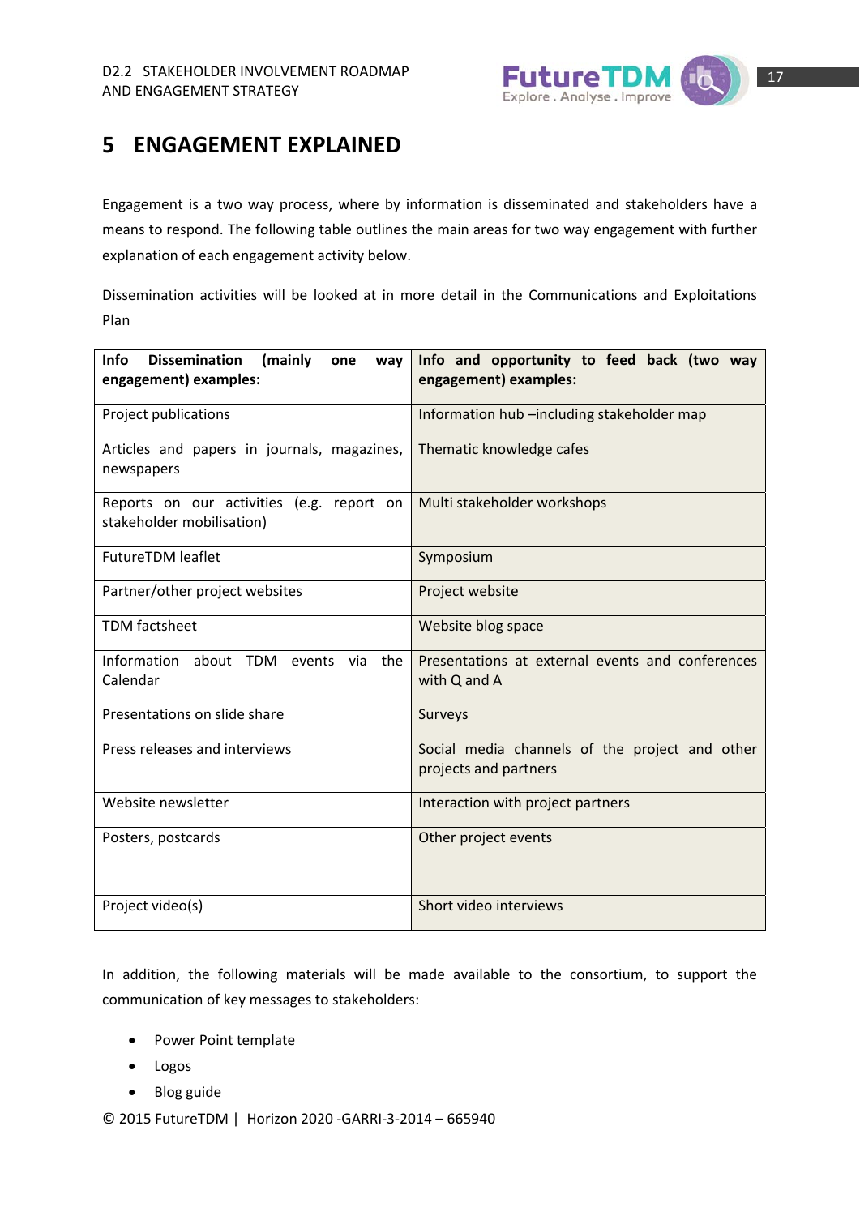# 5 ENGAGEMENT EXPLAINED

Engagement is a two way process, where by information is disseminated and stakeholders have a means to respond. The following table outlines the main areas for two way engagement with further explanation of each engagement activity below.

Dissemination activities will be looked at in more detail in the Communications and Exploitations Plan

| **Info Dissemination (mainly one way engagement) examples:** | **Info and opportunity to feed back (two way engagement) examples:** |
|---|---|
| Project publications | Information hub –including stakeholder map |
| Articles and papers in journals, magazines, newspapers | Thematic knowledge cafes |
| Reports on our activities (e.g. report on stakeholder mobilisation) | Multi stakeholder workshops |
| FutureTDM leaflet | Symposium |
| Partner/other project websites | Project website |
| TDM factsheet | Website blog space |
| Information about TDM events via the Calendar | Presentations at external events and conferences with Q and A |
| Presentations on slide share | Surveys |
| Press releases and interviews | Social media channels of the project and other projects and partners |
| Website newsletter | Interaction with project partners |
| Posters, postcards | Other project events |
| Project video(s) | Short video interviews |

In addition, the following materials will be made available to the consortium, to support the communication of key messages to stakeholders:

- Power Point template
- Logos
- Blog guide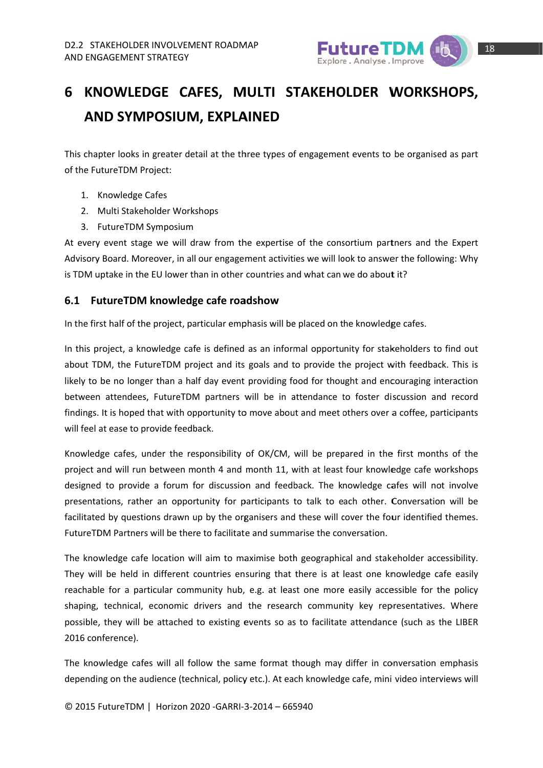# 6 KNOWLEDGE CAFES, MULTI STAKEHOLDER WORKSHOPS, AND SYMPOSIUM, EXPLAINED

This chapter looks in greater detail at the three types of engagement events to be organised as part of the FutureTDM Project:

1. Knowledge Cafes
2. Multi Stakeholder Workshops
3. FutureTDM Symposium

At every event stage we will draw from the expertise of the consortium partners and the Expert Advisory Board. Moreover, in all our engagement activities we will look to answer the following: Why is TDM uptake in the EU lower than in other countries and what can we do about it?

## 6.1 FutureTDM knowledge cafe roadshow

In the first half of the project, particular emphasis will be placed on the knowledge cafes.

In this project, a knowledge cafe is defined as an informal opportunity for stakeholders to find out about TDM, the FutureTDM project and its goals and to provide the project with feedback. This is likely to be no longer than a half day event providing food for thought and encouraging interaction between attendees, FutureTDM partners will be in attendance to foster discussion and record findings. It is hoped that with opportunity to move about and meet others over a coffee, participants will feel at ease to provide feedback.

Knowledge cafes, under the responsibility of OK/CM, will be prepared in the first months of the project and will run between month 4 and month 11, with at least four knowledge cafe workshops designed to provide a forum for discussion and feedback. The knowledge cafes will not involve presentations, rather an opportunity for participants to talk to each other. Conversation will be facilitated by questions drawn up by the organisers and these will cover the four identified themes. FutureTDM Partners will be there to facilitate and summarise the conversation.

The knowledge cafe location will aim to maximise both geographical and stakeholder accessibility. They will be held in different countries ensuring that there is at least one knowledge cafe easily reachable for a particular community hub, e.g. at least one more easily accessible for the policy shaping, technical, economic drivers and the research community key representatives. Where possible, they will be attached to existing events so as to facilitate attendance (such as the LIBER 2016 conference).

The knowledge cafes will all follow the same format though may differ in conversation emphasis depending on the audience (technical, policy etc.). At each knowledge cafe, mini video interviews will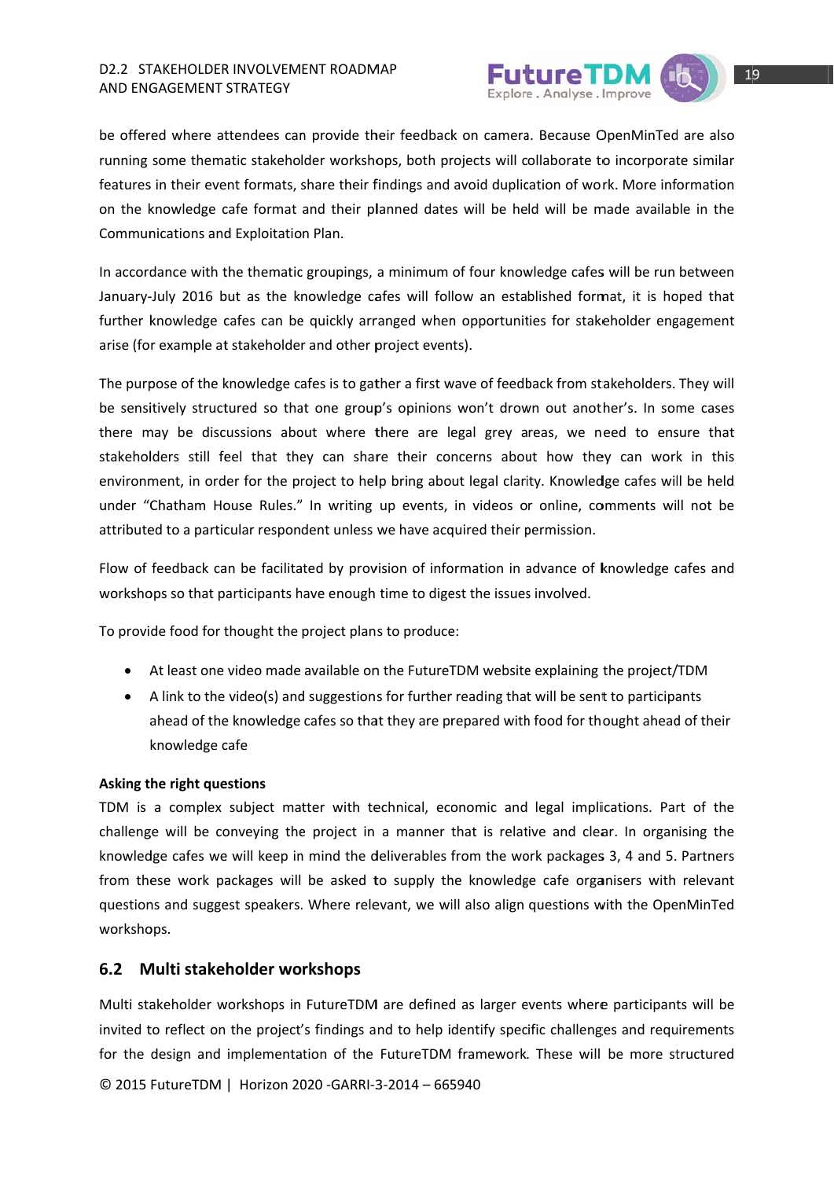be offered where attendees can provide their feedback on camera. Because OpenMinTed are also running some thematic stakeholder workshops, both projects will collaborate to incorporate similar features in their event formats, share their findings and avoid duplication of work. More information on the knowledge cafe format and their planned dates will be held will be made available in the Communications and Exploitation Plan.

In accordance with the thematic groupings, a minimum of four knowledge cafes will be run between January-July 2016 but as the knowledge cafes will follow an established format, it is hoped that further knowledge cafes can be quickly arranged when opportunities for stakeholder engagement arise (for example at stakeholder and other project events).

The purpose of the knowledge cafes is to gather a first wave of feedback from stakeholders. They will be sensitively structured so that one group's opinions won't drown out another's. In some cases there may be discussions about where there are legal grey areas, we need to ensure that stakeholders still feel that they can share their concerns about how they can work in this environment, in order for the project to help bring about legal clarity. Knowledge cafes will be held under "Chatham House Rules." In writing up events, in videos or online, comments will not be attributed to a particular respondent unless we have acquired their permission.

Flow of feedback can be facilitated by provision of information in advance of knowledge cafes and workshops so that participants have enough time to digest the issues involved.

To provide food for thought the project plans to produce:

- At least one video made available on the FutureTDM website explaining the project/TDM
- A link to the video(s) and suggestions for further reading that will be sent to participants ahead of the knowledge cafes so that they are prepared with food for thought ahead of their knowledge cafe

**Asking the right questions**

TDM is a complex subject matter with technical, economic and legal implications. Part of the challenge will be conveying the project in a manner that is relative and clear. In organising the knowledge cafes we will keep in mind the deliverables from the work packages 3, 4 and 5. Partners from these work packages will be asked to supply the knowledge cafe organisers with relevant questions and suggest speakers. Where relevant, we will also align questions with the OpenMinTed workshops.

## 6.2 Multi stakeholder workshops

Multi stakeholder workshops in FutureTDM are defined as larger events where participants will be invited to reflect on the project's findings and to help identify specific challenges and requirements for the design and implementation of the FutureTDM framework. These will be more structured

© 2015 FutureTDM | Horizon 2020 -GARRI-3-2014 – 665940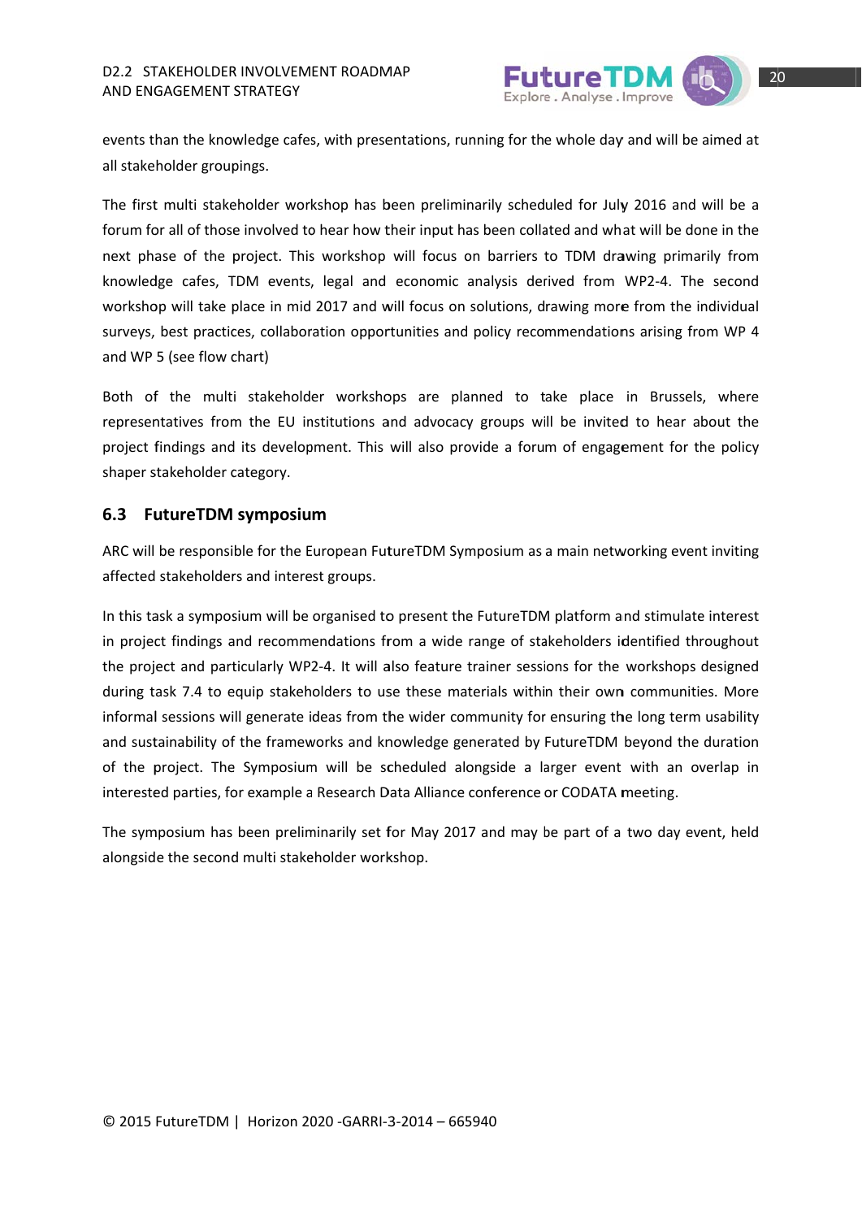events than the knowledge cafes, with presentations, running for the whole day and will be aimed at all stakeholder groupings.

The first multi stakeholder workshop has been preliminarily scheduled for July 2016 and will be a forum for all of those involved to hear how their input has been collated and what will be done in the next phase of the project. This workshop will focus on barriers to TDM drawing primarily from knowledge cafes, TDM events, legal and economic analysis derived from WP2-4. The second workshop will take place in mid 2017 and will focus on solutions, drawing more from the individual surveys, best practices, collaboration opportunities and policy recommendations arising from WP 4 and WP 5 (see flow chart)

Both of the multi stakeholder workshops are planned to take place in Brussels, where representatives from the EU institutions and advocacy groups will be invited to hear about the project findings and its development. This will also provide a forum of engagement for the policy shaper stakeholder category.

## 6.3 FutureTDM symposium

ARC will be responsible for the European FutureTDM Symposium as a main networking event inviting affected stakeholders and interest groups.

In this task a symposium will be organised to present the FutureTDM platform and stimulate interest in project findings and recommendations from a wide range of stakeholders identified throughout the project and particularly WP2-4. It will also feature trainer sessions for the workshops designed during task 7.4 to equip stakeholders to use these materials within their own communities. More informal sessions will generate ideas from the wider community for ensuring the long term usability and sustainability of the frameworks and knowledge generated by FutureTDM beyond the duration of the project. The Symposium will be scheduled alongside a larger event with an overlap in interested parties, for example a Research Data Alliance conference or CODATA meeting.

The symposium has been preliminarily set for May 2017 and may be part of a two day event, held alongside the second multi stakeholder workshop.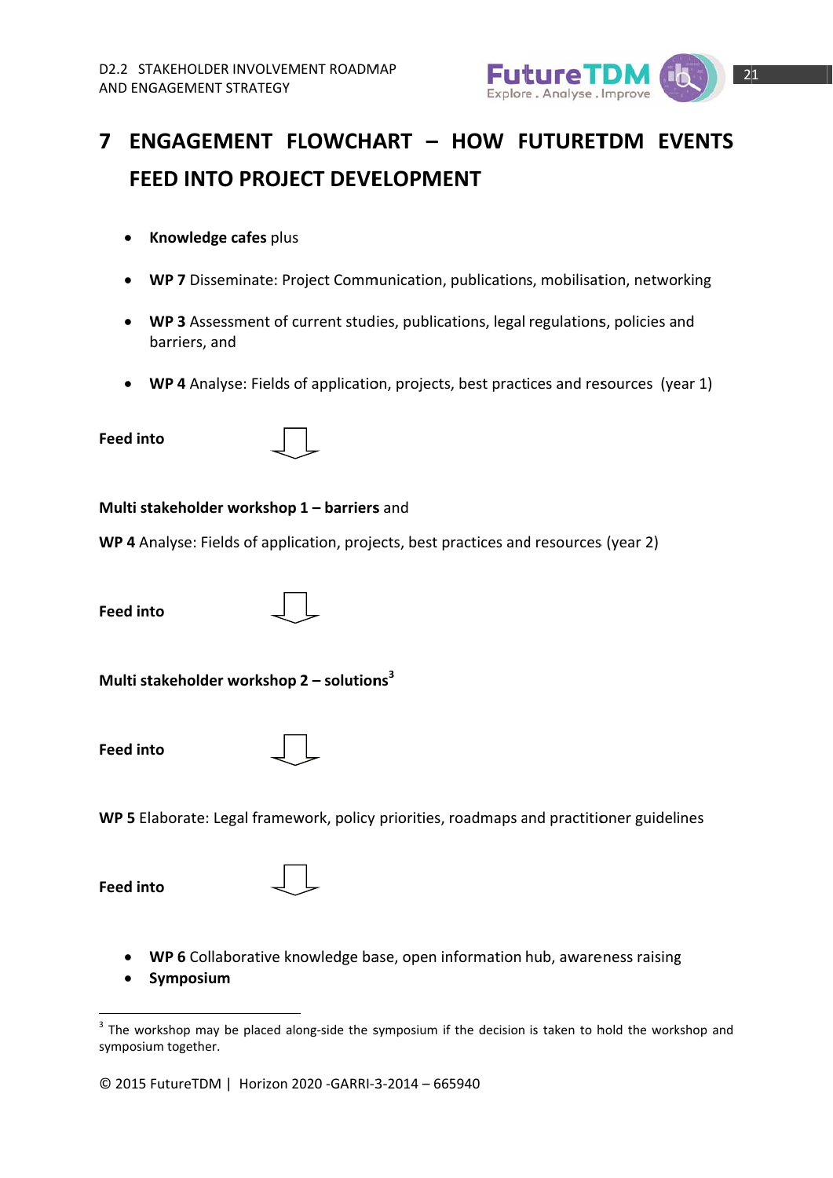# 7 ENGAGEMENT FLOWCHART – HOW FUTURETDM EVENTS FEED INTO PROJECT DEVELOPMENT

- **Knowledge cafes** plus
- **WP 7** Disseminate: Project Communication, publications, mobilisation, networking
- **WP 3** Assessment of current studies, publications, legal regulations, policies and barriers, and
- **WP 4** Analyse: Fields of application, projects, best practices and resources (year 1)

**Feed into** ⇩

**Multi stakeholder workshop 1 – barriers** and

**WP 4** Analyse: Fields of application, projects, best practices and resources (year 2)

**Feed into** ⇩

**Multi stakeholder workshop 2 – solutions**[3]

**Feed into** ⇩

**WP 5** Elaborate: Legal framework, policy priorities, roadmaps and practitioner guidelines

**Feed into** ⇩

- **WP 6** Collaborative knowledge base, open information hub, awareness raising
- **Symposium**

---

[3] The workshop may be placed along-side the symposium if the decision is taken to hold the workshop and symposium together.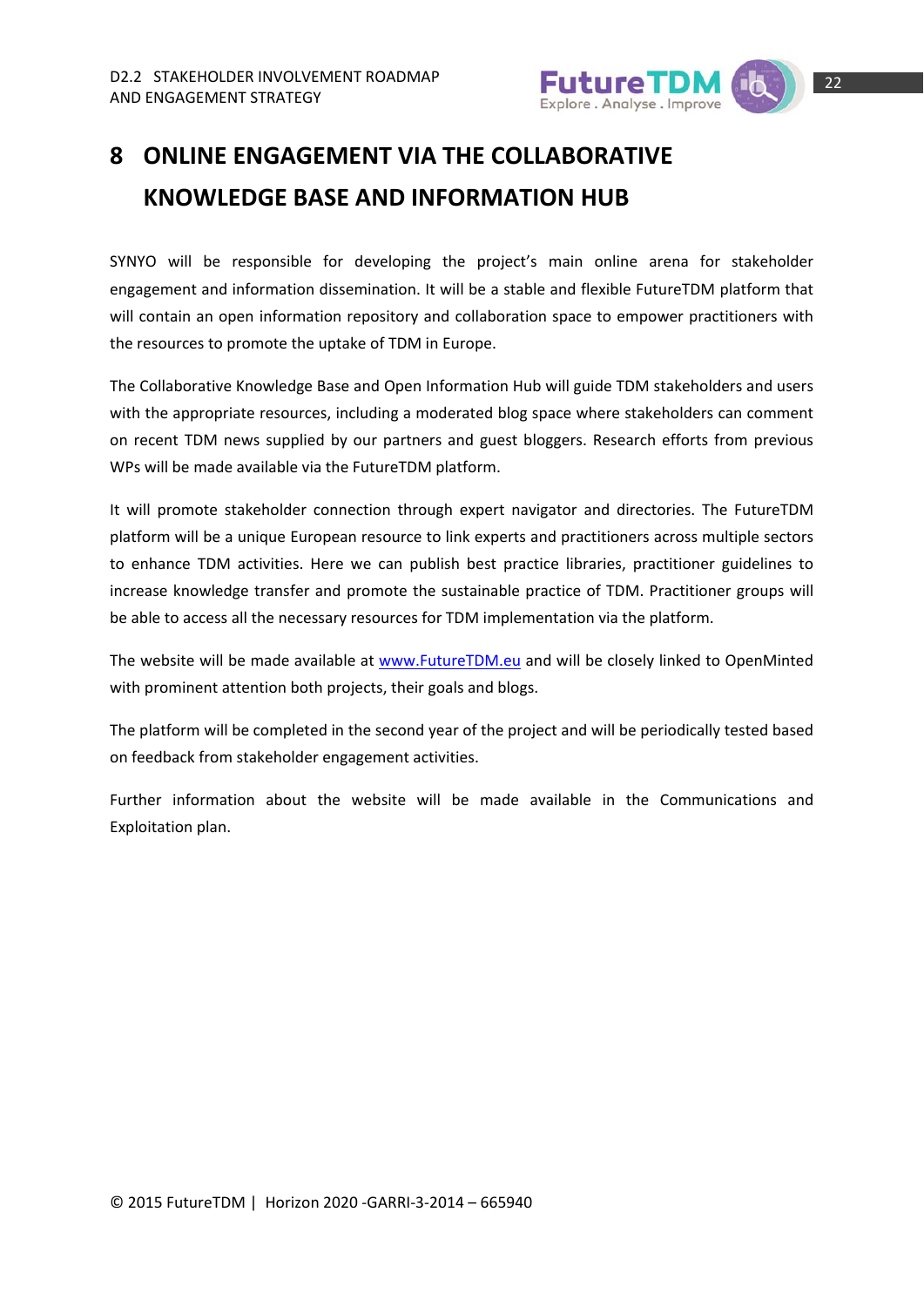# 8 ONLINE ENGAGEMENT VIA THE COLLABORATIVE KNOWLEDGE BASE AND INFORMATION HUB

SYNYO will be responsible for developing the project's main online arena for stakeholder engagement and information dissemination. It will be a stable and flexible FutureTDM platform that will contain an open information repository and collaboration space to empower practitioners with the resources to promote the uptake of TDM in Europe.

The Collaborative Knowledge Base and Open Information Hub will guide TDM stakeholders and users with the appropriate resources, including a moderated blog space where stakeholders can comment on recent TDM news supplied by our partners and guest bloggers. Research efforts from previous WPs will be made available via the FutureTDM platform.

It will promote stakeholder connection through expert navigator and directories. The FutureTDM platform will be a unique European resource to link experts and practitioners across multiple sectors to enhance TDM activities. Here we can publish best practice libraries, practitioner guidelines to increase knowledge transfer and promote the sustainable practice of TDM. Practitioner groups will be able to access all the necessary resources for TDM implementation via the platform.

The website will be made available at [www.FutureTDM.eu](http://www.FutureTDM.eu) and will be closely linked to OpenMinted with prominent attention both projects, their goals and blogs.

The platform will be completed in the second year of the project and will be periodically tested based on feedback from stakeholder engagement activities.

Further information about the website will be made available in the Communications and Exploitation plan.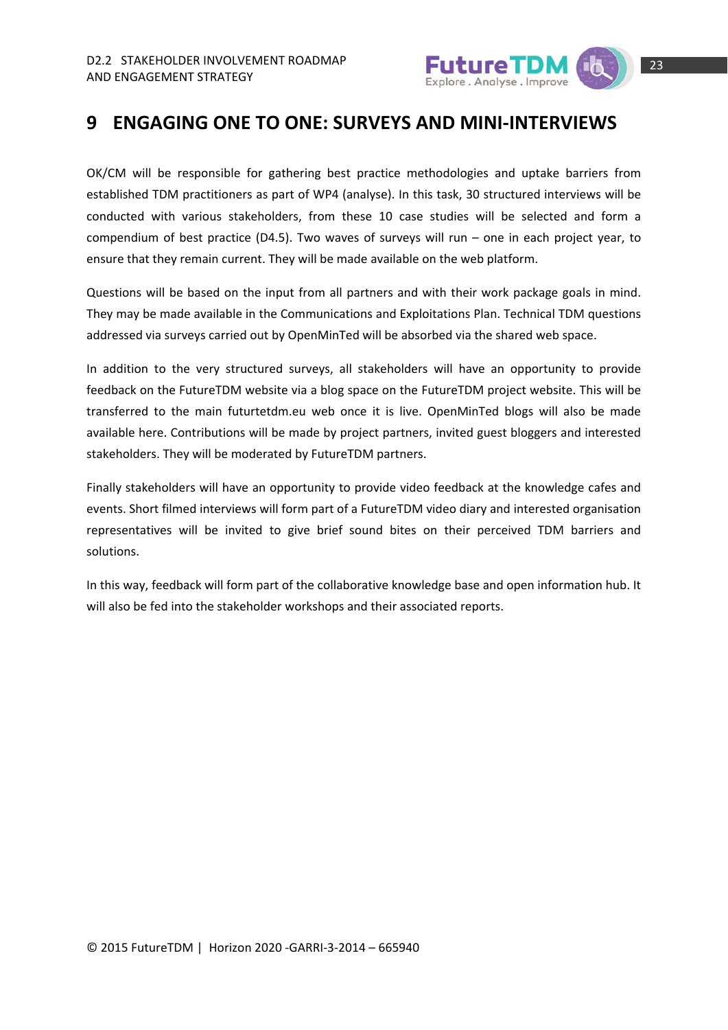# 9 ENGAGING ONE TO ONE: SURVEYS AND MINI-INTERVIEWS

OK/CM will be responsible for gathering best practice methodologies and uptake barriers from established TDM practitioners as part of WP4 (analyse). In this task, 30 structured interviews will be conducted with various stakeholders, from these 10 case studies will be selected and form a compendium of best practice (D4.5). Two waves of surveys will run – one in each project year, to ensure that they remain current. They will be made available on the web platform.

Questions will be based on the input from all partners and with their work package goals in mind. They may be made available in the Communications and Exploitations Plan. Technical TDM questions addressed via surveys carried out by OpenMinTed will be absorbed via the shared web space.

In addition to the very structured surveys, all stakeholders will have an opportunity to provide feedback on the FutureTDM website via a blog space on the FutureTDM project website. This will be transferred to the main futurtetdm.eu web once it is live. OpenMinTed blogs will also be made available here. Contributions will be made by project partners, invited guest bloggers and interested stakeholders. They will be moderated by FutureTDM partners.

Finally stakeholders will have an opportunity to provide video feedback at the knowledge cafes and events. Short filmed interviews will form part of a FutureTDM video diary and interested organisation representatives will be invited to give brief sound bites on their perceived TDM barriers and solutions.

In this way, feedback will form part of the collaborative knowledge base and open information hub. It will also be fed into the stakeholder workshops and their associated reports.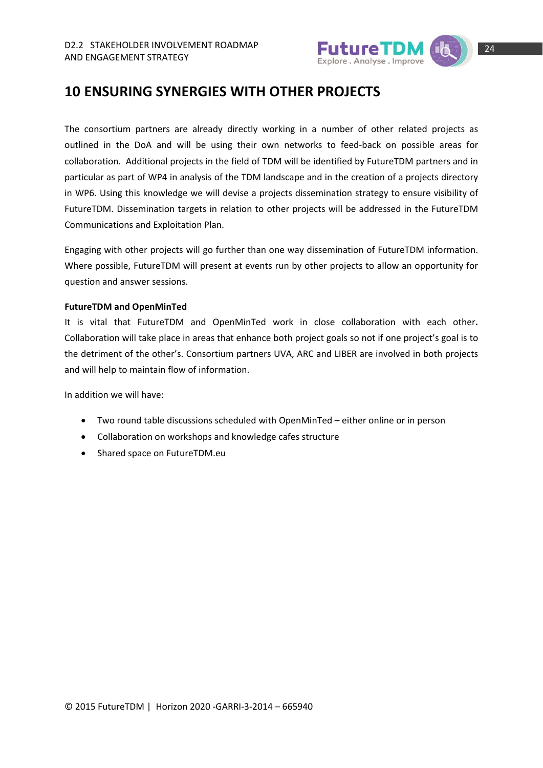# 10 ENSURING SYNERGIES WITH OTHER PROJECTS

The consortium partners are already directly working in a number of other related projects as outlined in the DoA and will be using their own networks to feed-back on possible areas for collaboration. Additional projects in the field of TDM will be identified by FutureTDM partners and in particular as part of WP4 in analysis of the TDM landscape and in the creation of a projects directory in WP6. Using this knowledge we will devise a projects dissemination strategy to ensure visibility of FutureTDM. Dissemination targets in relation to other projects will be addressed in the FutureTDM Communications and Exploitation Plan.

Engaging with other projects will go further than one way dissemination of FutureTDM information. Where possible, FutureTDM will present at events run by other projects to allow an opportunity for question and answer sessions.

**FutureTDM and OpenMinTed**

It is vital that FutureTDM and OpenMinTed work in close collaboration with each other**.** Collaboration will take place in areas that enhance both project goals so not if one project's goal is to the detriment of the other's. Consortium partners UVA, ARC and LIBER are involved in both projects and will help to maintain flow of information.

In addition we will have:

- Two round table discussions scheduled with OpenMinTed – either online or in person
- Collaboration on workshops and knowledge cafes structure
- Shared space on FutureTDM.eu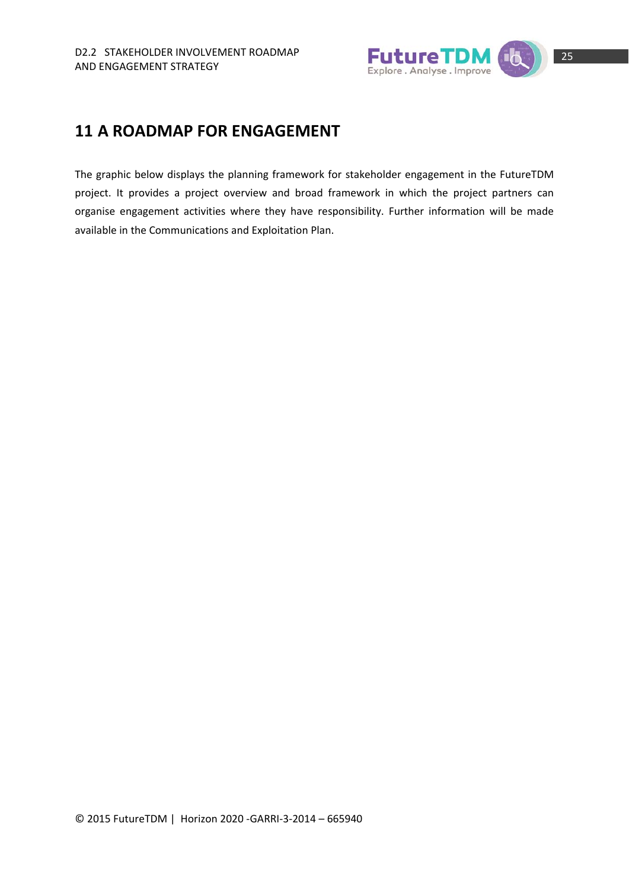# 11 A ROADMAP FOR ENGAGEMENT

The graphic below displays the planning framework for stakeholder engagement in the FutureTDM project. It provides a project overview and broad framework in which the project partners can organise engagement activities where they have responsibility. Further information will be made available in the Communications and Exploitation Plan.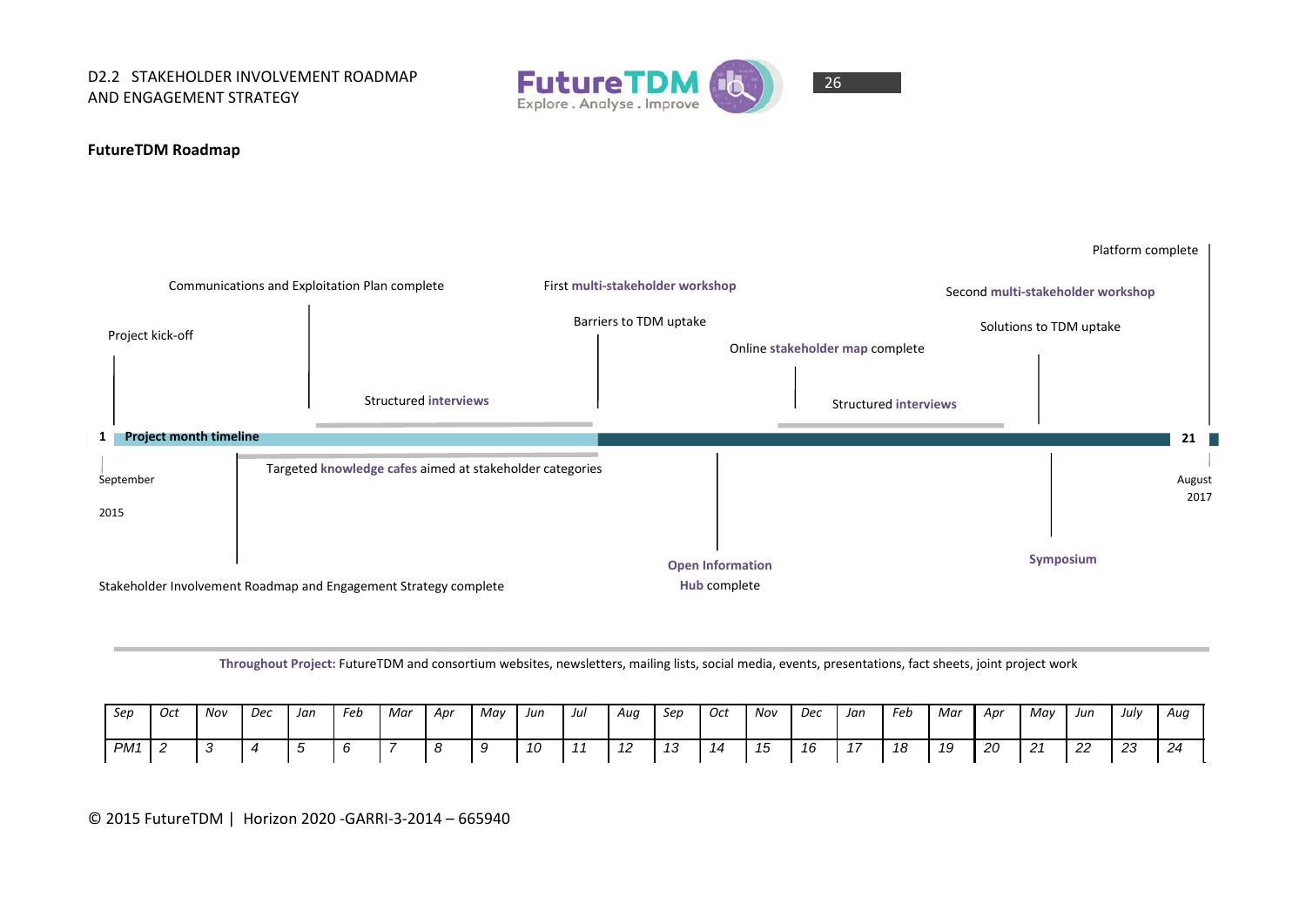**FutureTDM Roadmap**

Platform complete

Communications and Exploitation Plan complete

First **multi-stakeholder workshop**

Second **multi-stakeholder workshop**

Barriers to TDM uptake

Solutions to TDM uptake

Project kick-off

Online **stakeholder map** complete

Structured **interviews**

Structured **interviews**

1 **Project month timeline** 21

September 2015

August 2017

Targeted **knowledge cafes** aimed at stakeholder categories

**Open Information Hub** complete

**Symposium**

Stakeholder Involvement Roadmap and Engagement Strategy complete

**Throughout Project:** FutureTDM and consortium websites, newsletters, mailing lists, social media, events, presentations, fact sheets, joint project work

| *Sep* | *Oct* | *Nov* | *Dec* | *Jan* | *Feb* | *Mar* | *Apr* | *May* | *Jun* | *Jul* | *Aug* | *Sep* | *Oct* | *Nov* | *Dec* | *Jan* | *Feb* | *Mar* | *Apr* | *May* | *Jun* | *July* | *Aug* |
|---|---|---|---|---|---|---|---|---|---|---|---|---|---|---|---|---|---|---|---|---|---|---|---|
| *PM1* | *2* | *3* | *4* | *5* | *6* | *7* | *8* | *9* | *10* | *11* | *12* | *13* | *14* | *15* | *16* | *17* | *18* | *19* | *20* | *21* | *22* | *23* | *24* |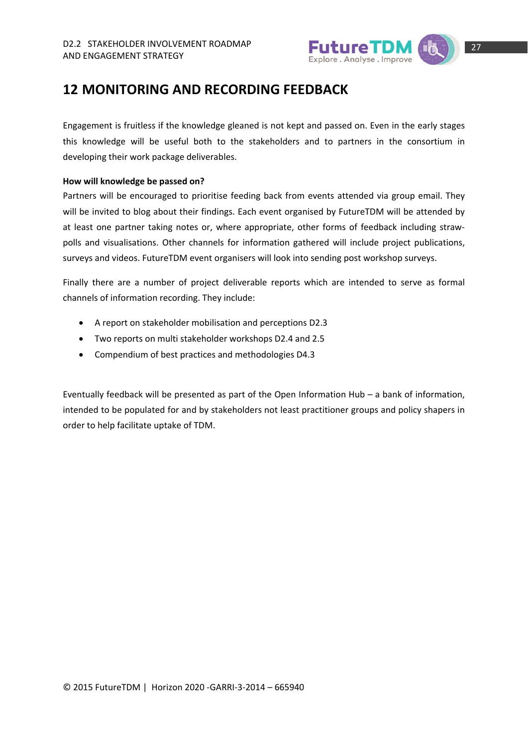# 12 MONITORING AND RECORDING FEEDBACK

Engagement is fruitless if the knowledge gleaned is not kept and passed on. Even in the early stages this knowledge will be useful both to the stakeholders and to partners in the consortium in developing their work package deliverables.

**How will knowledge be passed on?**

Partners will be encouraged to prioritise feeding back from events attended via group email. They will be invited to blog about their findings. Each event organised by FutureTDM will be attended by at least one partner taking notes or, where appropriate, other forms of feedback including straw-polls and visualisations. Other channels for information gathered will include project publications, surveys and videos. FutureTDM event organisers will look into sending post workshop surveys.

Finally there are a number of project deliverable reports which are intended to serve as formal channels of information recording. They include:

- A report on stakeholder mobilisation and perceptions D2.3
- Two reports on multi stakeholder workshops D2.4 and 2.5
- Compendium of best practices and methodologies D4.3

Eventually feedback will be presented as part of the Open Information Hub – a bank of information, intended to be populated for and by stakeholders not least practitioner groups and policy shapers in order to help facilitate uptake of TDM.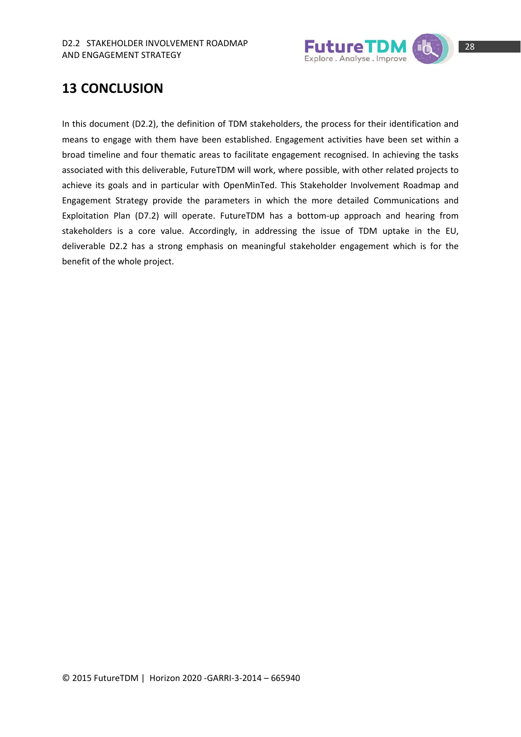# 13 CONCLUSION

In this document (D2.2), the definition of TDM stakeholders, the process for their identification and means to engage with them have been established. Engagement activities have been set within a broad timeline and four thematic areas to facilitate engagement recognised. In achieving the tasks associated with this deliverable, FutureTDM will work, where possible, with other related projects to achieve its goals and in particular with OpenMinTed. This Stakeholder Involvement Roadmap and Engagement Strategy provide the parameters in which the more detailed Communications and Exploitation Plan (D7.2) will operate. FutureTDM has a bottom-up approach and hearing from stakeholders is a core value. Accordingly, in addressing the issue of TDM uptake in the EU, deliverable D2.2 has a strong emphasis on meaningful stakeholder engagement which is for the benefit of the whole project.